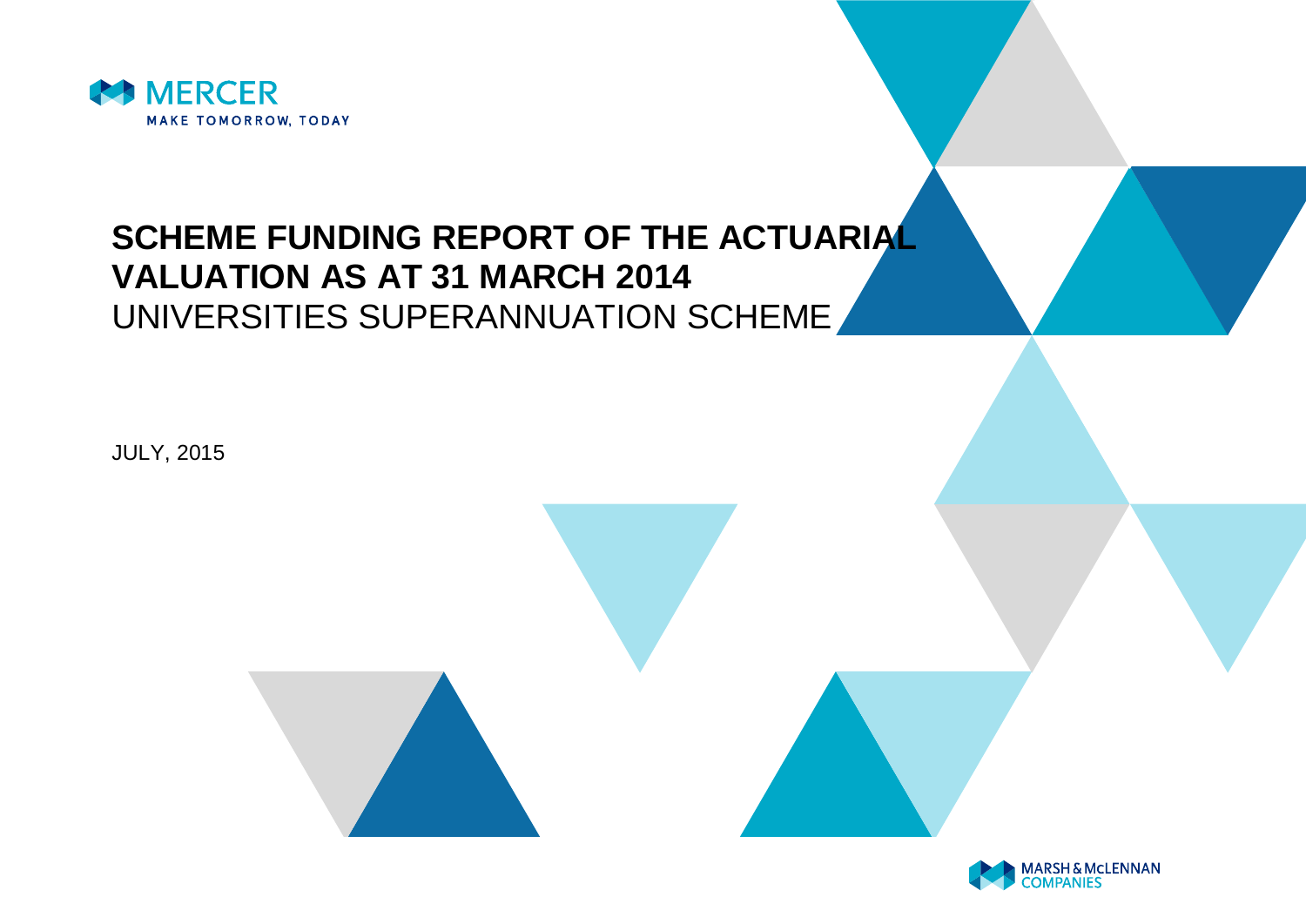MERCER

MAKE TOMORROW, TODAY

# SCHEME FUNDING REPORT OF THE ACTUARIAL VALUATION AS AT 31 MARCH 2014

UNIVERSITIES SUPERANNUATION SCHEME

JULY, 2015

MARSH & McLENNAN COMPANIES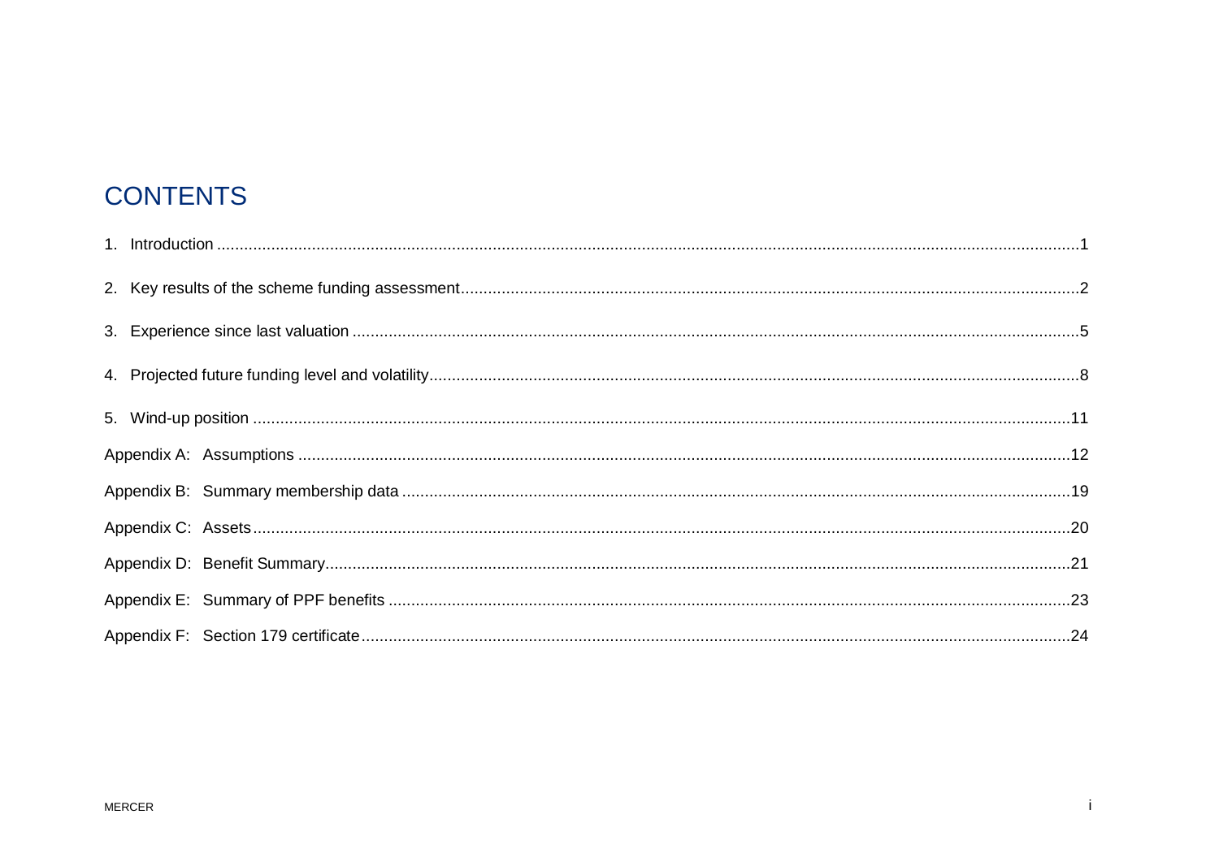# CONTENTS

1. Introduction ........................................................................................................ 1
2. Key results of the scheme funding assessment ........................................................................................................ 2
3. Experience since last valuation ........................................................................................................ 5
4. Projected future funding level and volatility ........................................................................................................ 8
5. Wind-up position ........................................................................................................ 11

Appendix A: Assumptions ........................................................................................................ 12

Appendix B: Summary membership data ........................................................................................................ 19

Appendix C: Assets ........................................................................................................ 20

Appendix D: Benefit Summary ........................................................................................................ 21

Appendix E: Summary of PPF benefits ........................................................................................................ 23

Appendix F: Section 179 certificate ........................................................................................................ 24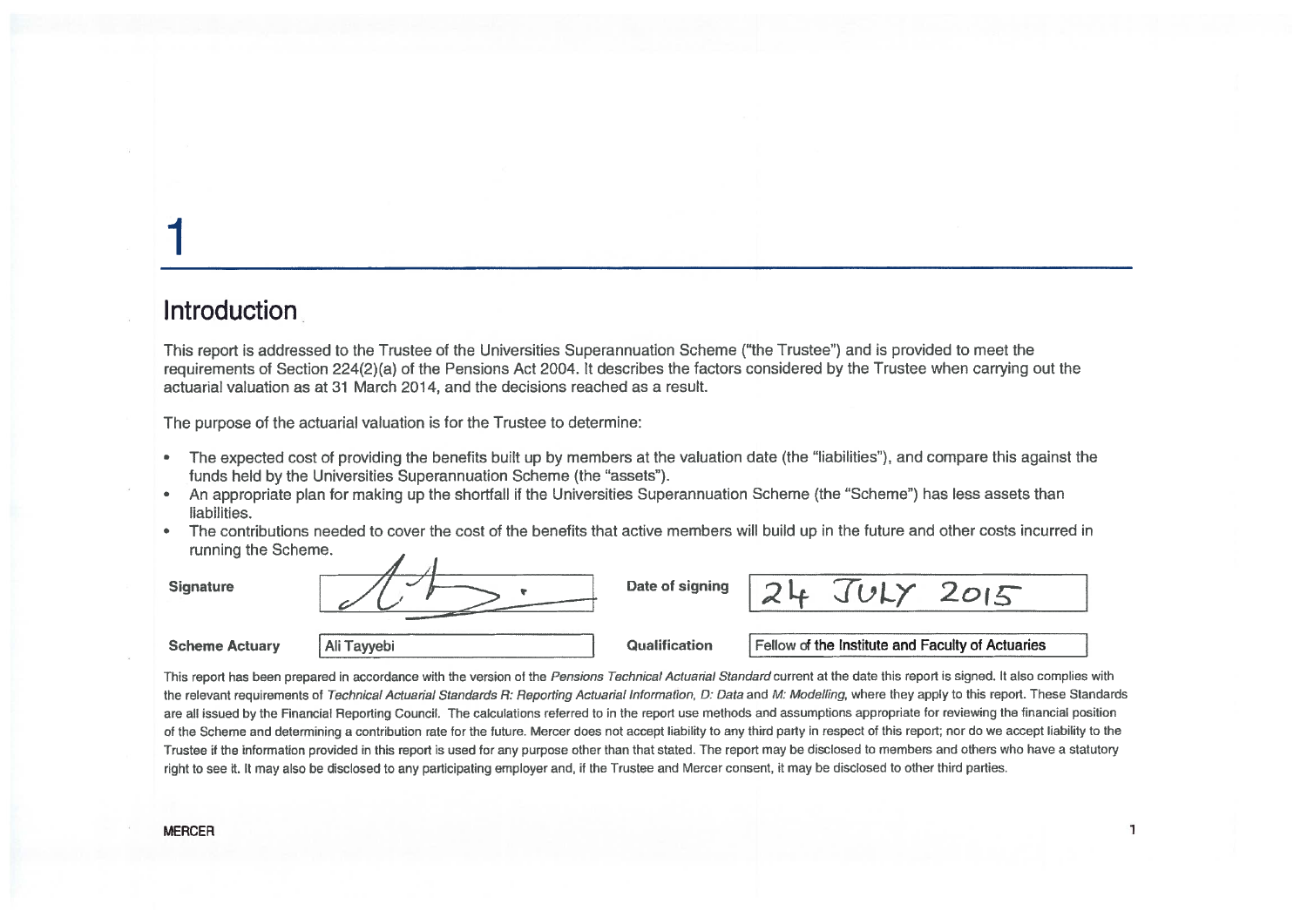# 1

## Introduction

This report is addressed to the Trustee of the Universities Superannuation Scheme ("the Trustee") and is provided to meet the requirements of Section 224(2)(a) of the Pensions Act 2004. It describes the factors considered by the Trustee when carrying out the actuarial valuation as at 31 March 2014, and the decisions reached as a result.

The purpose of the actuarial valuation is for the Trustee to determine:

- The expected cost of providing the benefits built up by members at the valuation date (the "liabilities"), and compare this against the funds held by the Universities Superannuation Scheme (the "assets").
- An appropriate plan for making up the shortfall if the Universities Superannuation Scheme (the "Scheme") has less assets than liabilities.
- The contributions needed to cover the cost of the benefits that active members will build up in the future and other costs incurred in running the Scheme.

| | | | |
|---|---|---|---|
| **Signature** | [signature] | **Date of signing** | 24 JULY 2015 |
| **Scheme Actuary** | Ali Tayyebi | **Qualification** | Fellow of the Institute and Faculty of Actuaries |

This report has been prepared in accordance with the version of the *Pensions Technical Actuarial Standard* current at the date this report is signed. It also complies with the relevant requirements of *Technical Actuarial Standards R: Reporting Actuarial Information, D: Data* and *M: Modelling*, where they apply to this report. These Standards are all issued by the Financial Reporting Council. The calculations referred to in the report use methods and assumptions appropriate for reviewing the financial position of the Scheme and determining a contribution rate for the future. Mercer does not accept liability to any third party in respect of this report; nor do we accept liability to the Trustee if the information provided in this report is used for any purpose other than that stated. The report may be disclosed to members and others who have a statutory right to see it. It may also be disclosed to any participating employer and, if the Trustee and Mercer consent, it may be disclosed to other third parties.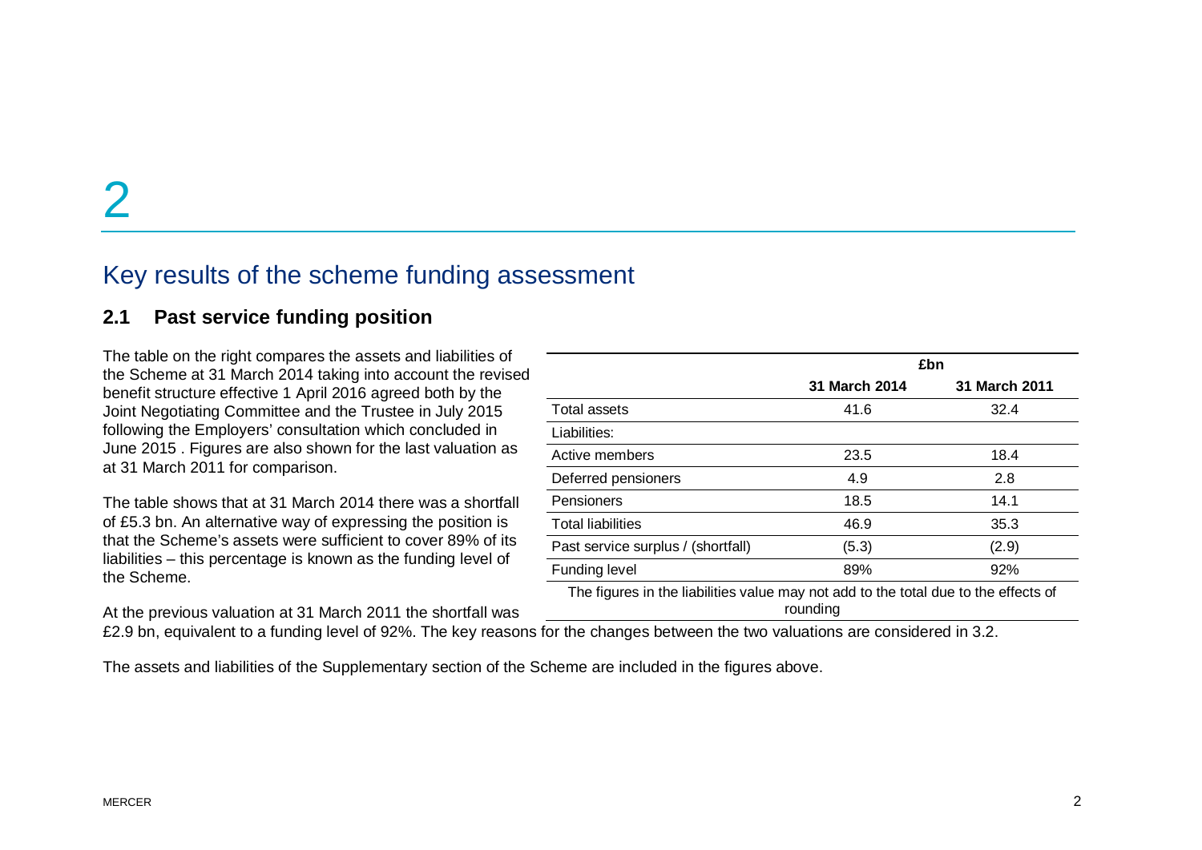# 2

## Key results of the scheme funding assessment

### 2.1 Past service funding position

The table on the right compares the assets and liabilities of the Scheme at 31 March 2014 taking into account the revised benefit structure effective 1 April 2016 agreed both by the Joint Negotiating Committee and the Trustee in July 2015 following the Employers' consultation which concluded in June 2015 . Figures are also shown for the last valuation as at 31 March 2011 for comparison.

The table shows that at 31 March 2014 there was a shortfall of £5.3 bn. An alternative way of expressing the position is that the Scheme's assets were sufficient to cover 89% of its liabilities – this percentage is known as the funding level of the Scheme.

At the previous valuation at 31 March 2011 the shortfall was £2.9 bn, equivalent to a funding level of 92%. The key reasons for the changes between the two valuations are considered in 3.2.

| | £bn | |
|---|---|---|
| | **31 March 2014** | **31 March 2011** |
| Total assets | 41.6 | 32.4 |
| Liabilities: | | |
| Active members | 23.5 | 18.4 |
| Deferred pensioners | 4.9 | 2.8 |
| Pensioners | 18.5 | 14.1 |
| Total liabilities | 46.9 | 35.3 |
| Past service surplus / (shortfall) | (5.3) | (2.9) |
| Funding level | 89% | 92% |

The figures in the liabilities value may not add to the total due to the effects of rounding

The assets and liabilities of the Supplementary section of the Scheme are included in the figures above.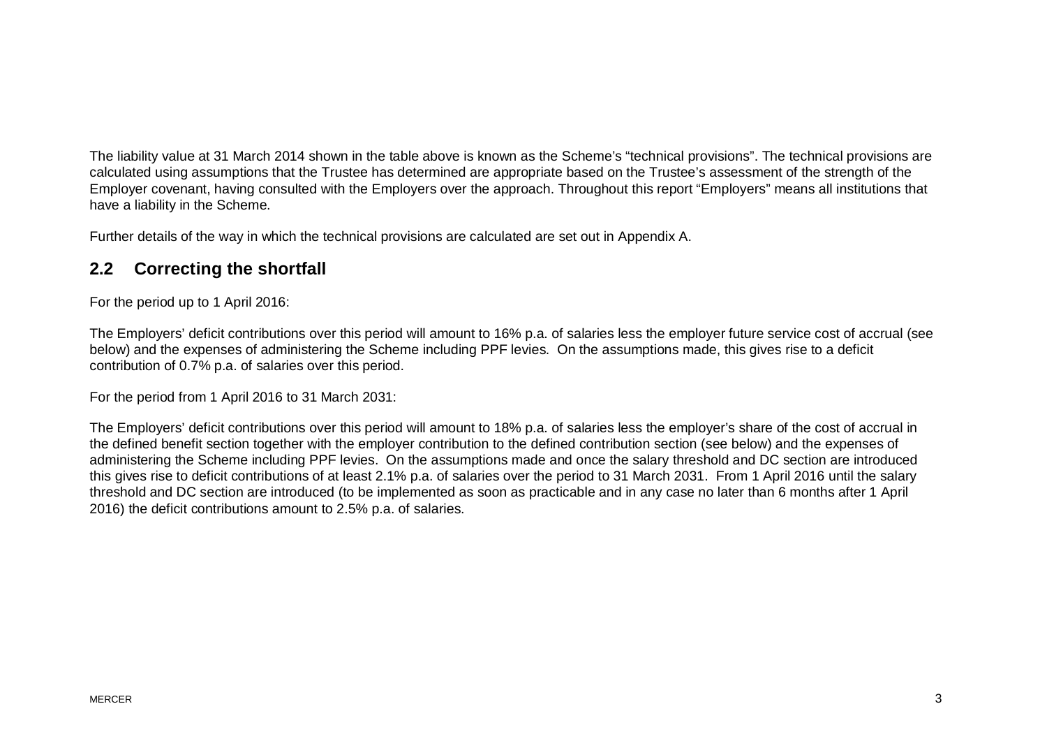The liability value at 31 March 2014 shown in the table above is known as the Scheme's "technical provisions". The technical provisions are calculated using assumptions that the Trustee has determined are appropriate based on the Trustee's assessment of the strength of the Employer covenant, having consulted with the Employers over the approach. Throughout this report "Employers" means all institutions that have a liability in the Scheme.

Further details of the way in which the technical provisions are calculated are set out in Appendix A.

## 2.2 Correcting the shortfall

For the period up to 1 April 2016:

The Employers' deficit contributions over this period will amount to 16% p.a. of salaries less the employer future service cost of accrual (see below) and the expenses of administering the Scheme including PPF levies. On the assumptions made, this gives rise to a deficit contribution of 0.7% p.a. of salaries over this period.

For the period from 1 April 2016 to 31 March 2031:

The Employers' deficit contributions over this period will amount to 18% p.a. of salaries less the employer's share of the cost of accrual in the defined benefit section together with the employer contribution to the defined contribution section (see below) and the expenses of administering the Scheme including PPF levies. On the assumptions made and once the salary threshold and DC section are introduced this gives rise to deficit contributions of at least 2.1% p.a. of salaries over the period to 31 March 2031. From 1 April 2016 until the salary threshold and DC section are introduced (to be implemented as soon as practicable and in any case no later than 6 months after 1 April 2016) the deficit contributions amount to 2.5% p.a. of salaries.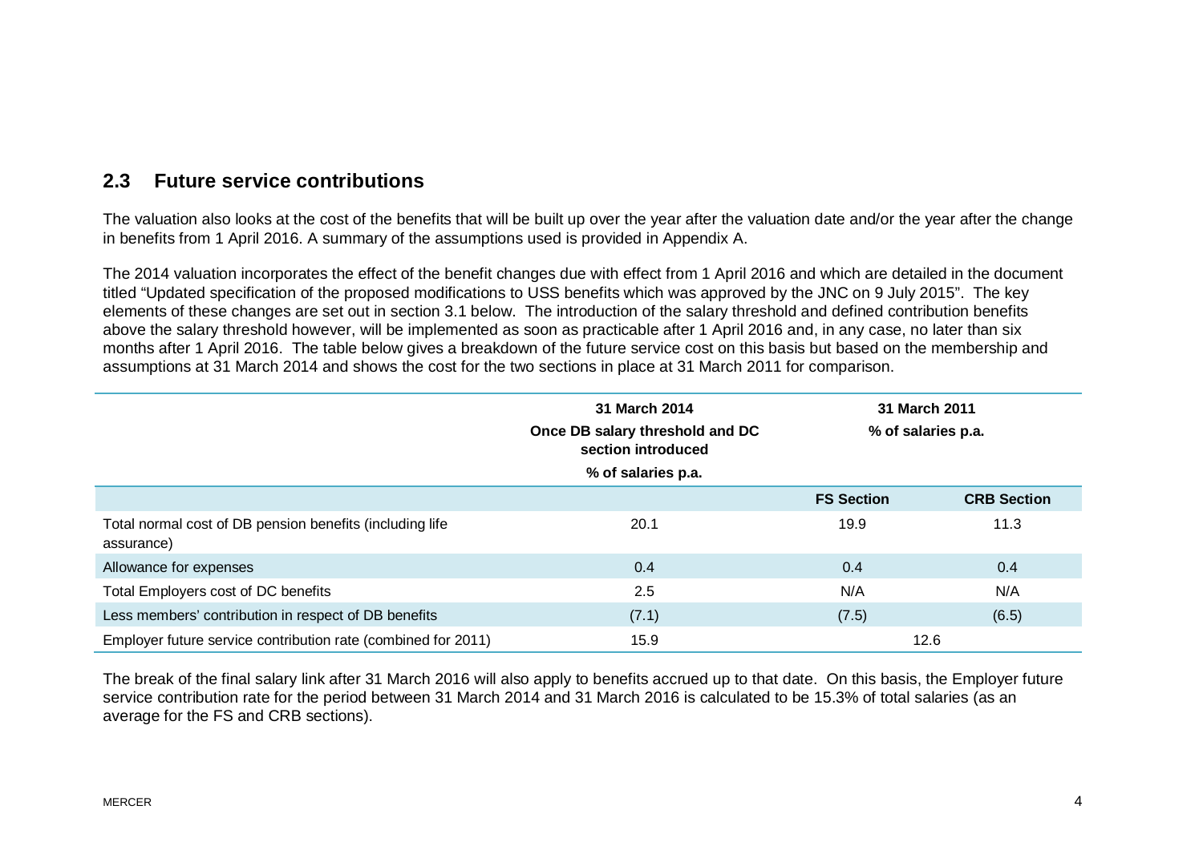## 2.3 Future service contributions

The valuation also looks at the cost of the benefits that will be built up over the year after the valuation date and/or the year after the change in benefits from 1 April 2016. A summary of the assumptions used is provided in Appendix A.

The 2014 valuation incorporates the effect of the benefit changes due with effect from 1 April 2016 and which are detailed in the document titled "Updated specification of the proposed modifications to USS benefits which was approved by the JNC on 9 July 2015". The key elements of these changes are set out in section 3.1 below. The introduction of the salary threshold and defined contribution benefits above the salary threshold however, will be implemented as soon as practicable after 1 April 2016 and, in any case, no later than six months after 1 April 2016. The table below gives a breakdown of the future service cost on this basis but based on the membership and assumptions at 31 March 2014 and shows the cost for the two sections in place at 31 March 2011 for comparison.

| | 31 March 2014 Once DB salary threshold and DC section introduced % of salaries p.a. | 31 March 2011 % of salaries p.a. | |
|---|---|---|---|
| | | FS Section | CRB Section |
| Total normal cost of DB pension benefits (including life assurance) | 20.1 | 19.9 | 11.3 |
| Allowance for expenses | 0.4 | 0.4 | 0.4 |
| Total Employers cost of DC benefits | 2.5 | N/A | N/A |
| Less members' contribution in respect of DB benefits | (7.1) | (7.5) | (6.5) |
| Employer future service contribution rate (combined for 2011) | 15.9 | 12.6 | |

The break of the final salary link after 31 March 2016 will also apply to benefits accrued up to that date. On this basis, the Employer future service contribution rate for the period between 31 March 2014 and 31 March 2016 is calculated to be 15.3% of total salaries (as an average for the FS and CRB sections).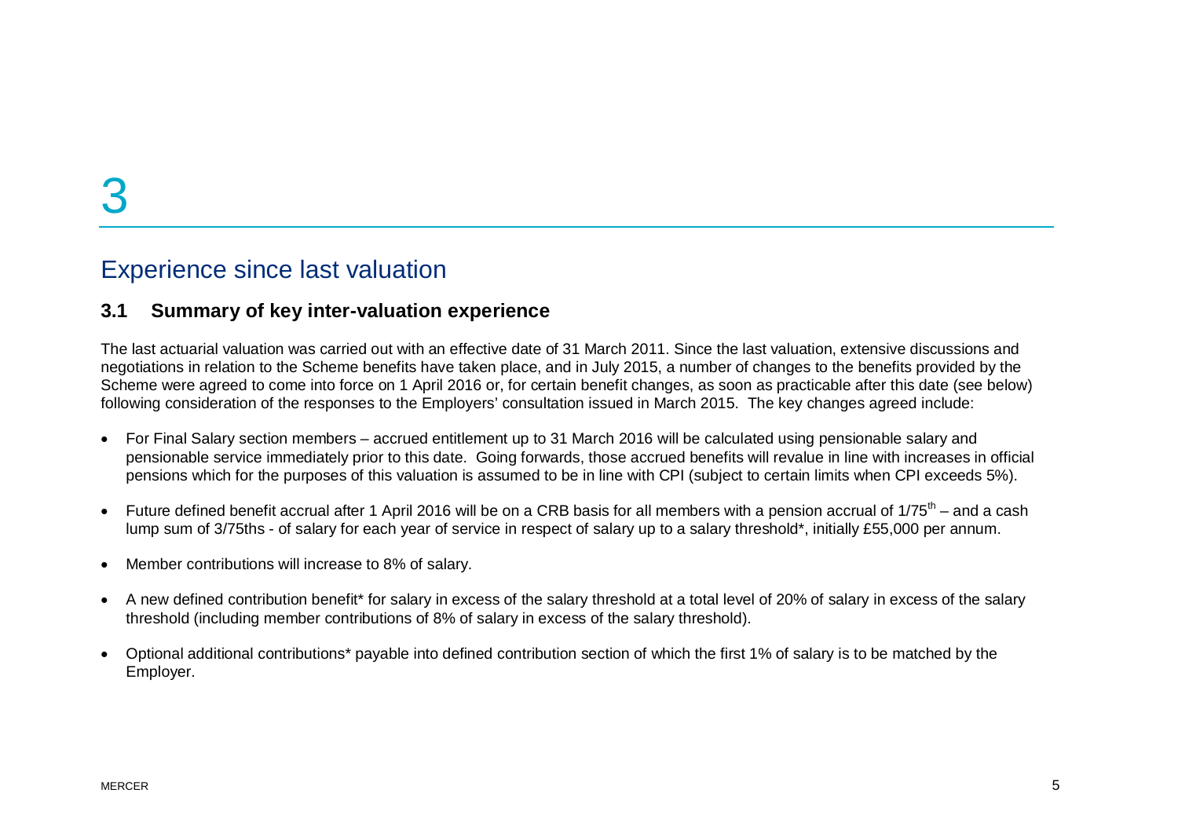# 3

## Experience since last valuation

### 3.1 Summary of key inter-valuation experience

The last actuarial valuation was carried out with an effective date of 31 March 2011. Since the last valuation, extensive discussions and negotiations in relation to the Scheme benefits have taken place, and in July 2015, a number of changes to the benefits provided by the Scheme were agreed to come into force on 1 April 2016 or, for certain benefit changes, as soon as practicable after this date (see below) following consideration of the responses to the Employers' consultation issued in March 2015. The key changes agreed include:

- For Final Salary section members – accrued entitlement up to 31 March 2016 will be calculated using pensionable salary and pensionable service immediately prior to this date. Going forwards, those accrued benefits will revalue in line with increases in official pensions which for the purposes of this valuation is assumed to be in line with CPI (subject to certain limits when CPI exceeds 5%).
- Future defined benefit accrual after 1 April 2016 will be on a CRB basis for all members with a pension accrual of 1/75th – and a cash lump sum of 3/75ths - of salary for each year of service in respect of salary up to a salary threshold*, initially £55,000 per annum.
- Member contributions will increase to 8% of salary.
- A new defined contribution benefit* for salary in excess of the salary threshold at a total level of 20% of salary in excess of the salary threshold (including member contributions of 8% of salary in excess of the salary threshold).
- Optional additional contributions* payable into defined contribution section of which the first 1% of salary is to be matched by the Employer.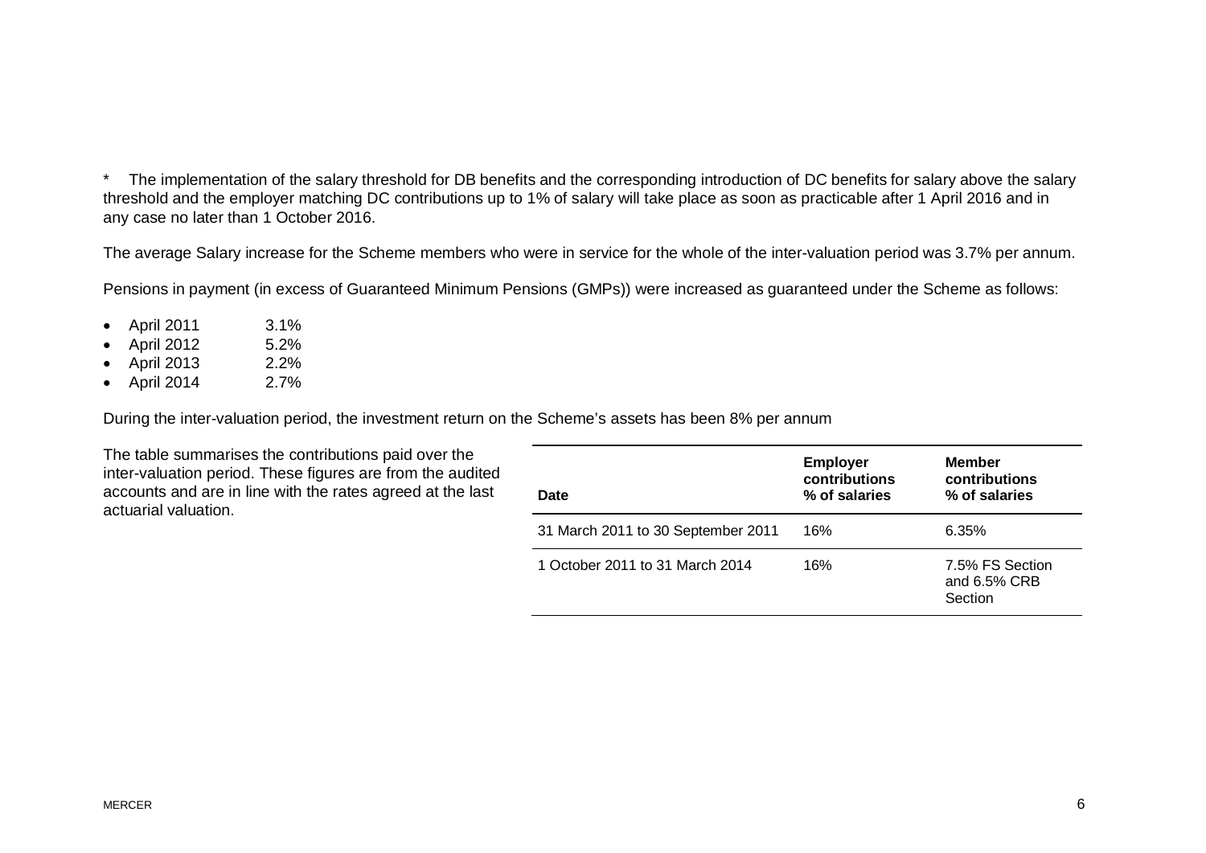* The implementation of the salary threshold for DB benefits and the corresponding introduction of DC benefits for salary above the salary threshold and the employer matching DC contributions up to 1% of salary will take place as soon as practicable after 1 April 2016 and in any case no later than 1 October 2016.

The average Salary increase for the Scheme members who were in service for the whole of the inter-valuation period was 3.7% per annum.

Pensions in payment (in excess of Guaranteed Minimum Pensions (GMPs)) were increased as guaranteed under the Scheme as follows:

- April 2011 3.1%
- April 2012 5.2%
- April 2013 2.2%
- April 2014 2.7%

During the inter-valuation period, the investment return on the Scheme's assets has been 8% per annum

The table summarises the contributions paid over the inter-valuation period. These figures are from the audited accounts and are in line with the rates agreed at the last actuarial valuation.

| Date | Employer contributions % of salaries | Member contributions % of salaries |
|---|---|---|
| 31 March 2011 to 30 September 2011 | 16% | 6.35% |
| 1 October 2011 to 31 March 2014 | 16% | 7.5% FS Section and 6.5% CRB Section |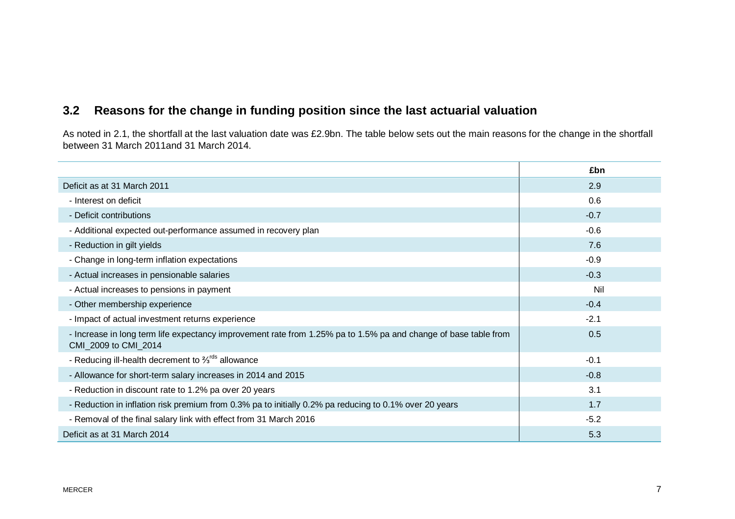## 3.2 Reasons for the change in funding position since the last actuarial valuation

As noted in 2.1, the shortfall at the last valuation date was £2.9bn. The table below sets out the main reasons for the change in the shortfall between 31 March 2011and 31 March 2014.

| | £bn |
|---|---|
| Deficit as at 31 March 2011 | 2.9 |
| - Interest on deficit | 0.6 |
| - Deficit contributions | -0.7 |
| - Additional expected out-performance assumed in recovery plan | -0.6 |
| - Reduction in gilt yields | 7.6 |
| - Change in long-term inflation expectations | -0.9 |
| - Actual increases in pensionable salaries | -0.3 |
| - Actual increases to pensions in payment | Nil |
| - Other membership experience | -0.4 |
| - Impact of actual investment returns experience | -2.1 |
| - Increase in long term life expectancy improvement rate from 1.25% pa to 1.5% pa and change of base table from CMI_2009 to CMI_2014 | 0.5 |
| - Reducing ill-health decrement to ⅔rds allowance | -0.1 |
| - Allowance for short-term salary increases in 2014 and 2015 | -0.8 |
| - Reduction in discount rate to 1.2% pa over 20 years | 3.1 |
| - Reduction in inflation risk premium from 0.3% pa to initially 0.2% pa reducing to 0.1% over 20 years | 1.7 |
| - Removal of the final salary link with effect from 31 March 2016 | -5.2 |
| Deficit as at 31 March 2014 | 5.3 |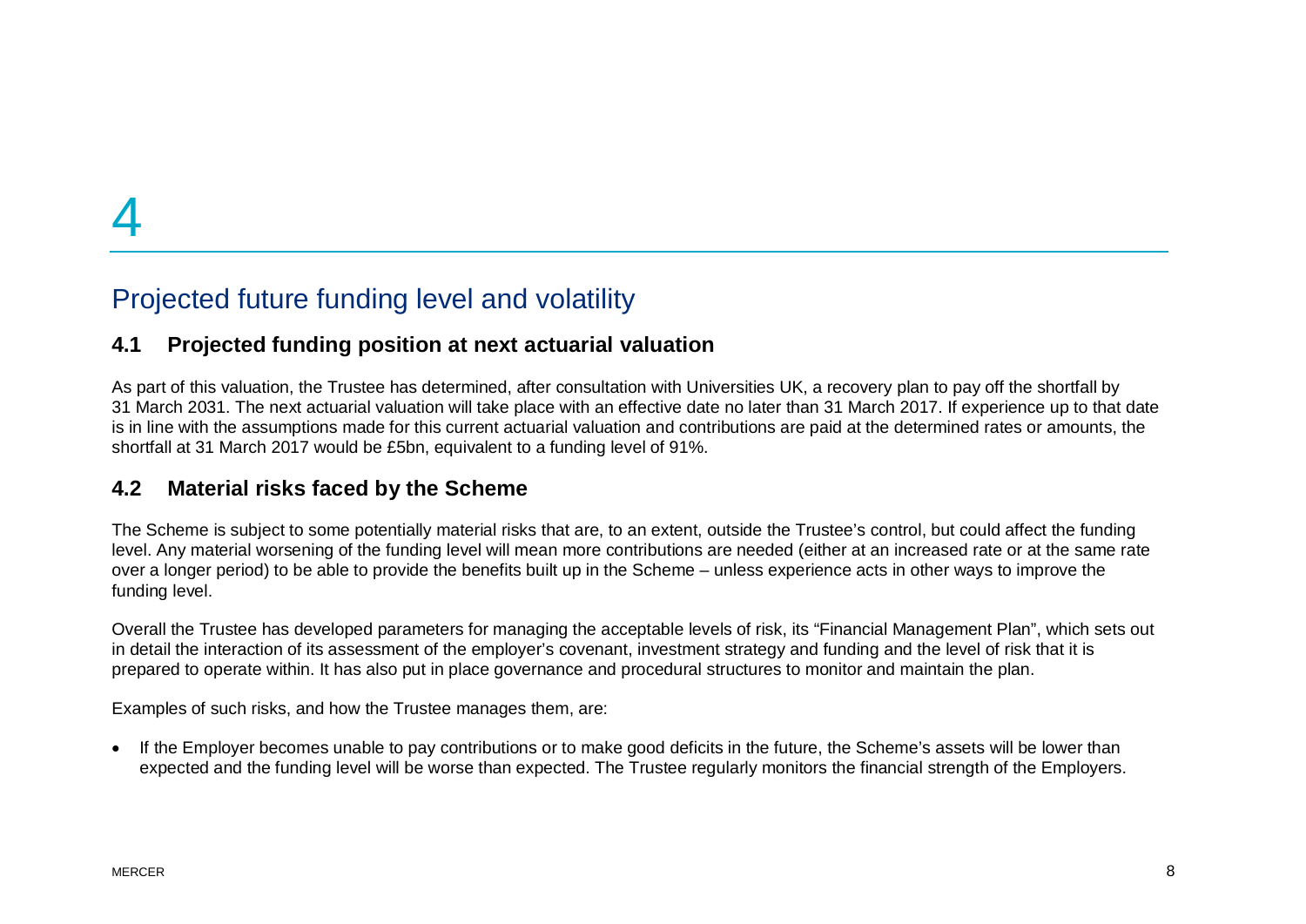# 4

# Projected future funding level and volatility

## 4.1 Projected funding position at next actuarial valuation

As part of this valuation, the Trustee has determined, after consultation with Universities UK, a recovery plan to pay off the shortfall by 31 March 2031. The next actuarial valuation will take place with an effective date no later than 31 March 2017. If experience up to that date is in line with the assumptions made for this current actuarial valuation and contributions are paid at the determined rates or amounts, the shortfall at 31 March 2017 would be £5bn, equivalent to a funding level of 91%.

## 4.2 Material risks faced by the Scheme

The Scheme is subject to some potentially material risks that are, to an extent, outside the Trustee's control, but could affect the funding level. Any material worsening of the funding level will mean more contributions are needed (either at an increased rate or at the same rate over a longer period) to be able to provide the benefits built up in the Scheme – unless experience acts in other ways to improve the funding level.

Overall the Trustee has developed parameters for managing the acceptable levels of risk, its "Financial Management Plan", which sets out in detail the interaction of its assessment of the employer's covenant, investment strategy and funding and the level of risk that it is prepared to operate within. It has also put in place governance and procedural structures to monitor and maintain the plan.

Examples of such risks, and how the Trustee manages them, are:

- If the Employer becomes unable to pay contributions or to make good deficits in the future, the Scheme's assets will be lower than expected and the funding level will be worse than expected. The Trustee regularly monitors the financial strength of the Employers.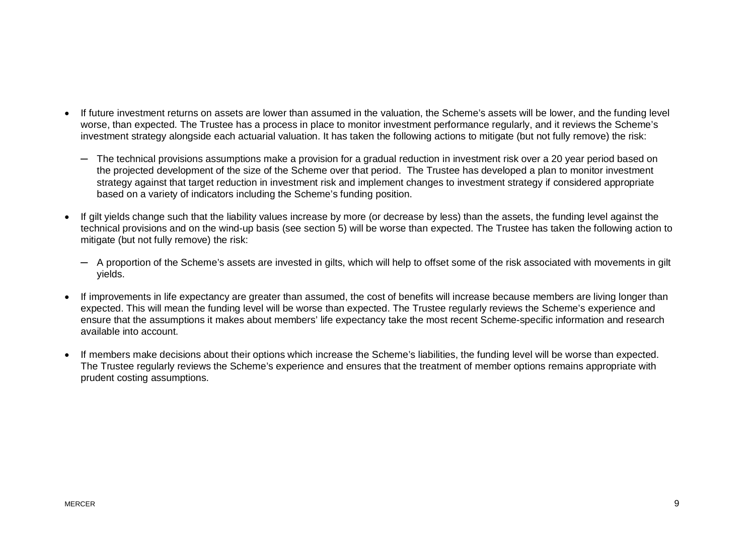- If future investment returns on assets are lower than assumed in the valuation, the Scheme's assets will be lower, and the funding level worse, than expected. The Trustee has a process in place to monitor investment performance regularly, and it reviews the Scheme's investment strategy alongside each actuarial valuation. It has taken the following actions to mitigate (but not fully remove) the risk:

  – The technical provisions assumptions make a provision for a gradual reduction in investment risk over a 20 year period based on the projected development of the size of the Scheme over that period. The Trustee has developed a plan to monitor investment strategy against that target reduction in investment risk and implement changes to investment strategy if considered appropriate based on a variety of indicators including the Scheme's funding position.

- If gilt yields change such that the liability values increase by more (or decrease by less) than the assets, the funding level against the technical provisions and on the wind-up basis (see section 5) will be worse than expected. The Trustee has taken the following action to mitigate (but not fully remove) the risk:

  – A proportion of the Scheme's assets are invested in gilts, which will help to offset some of the risk associated with movements in gilt yields.

- If improvements in life expectancy are greater than assumed, the cost of benefits will increase because members are living longer than expected. This will mean the funding level will be worse than expected. The Trustee regularly reviews the Scheme's experience and ensure that the assumptions it makes about members' life expectancy take the most recent Scheme-specific information and research available into account.

- If members make decisions about their options which increase the Scheme's liabilities, the funding level will be worse than expected. The Trustee regularly reviews the Scheme's experience and ensures that the treatment of member options remains appropriate with prudent costing assumptions.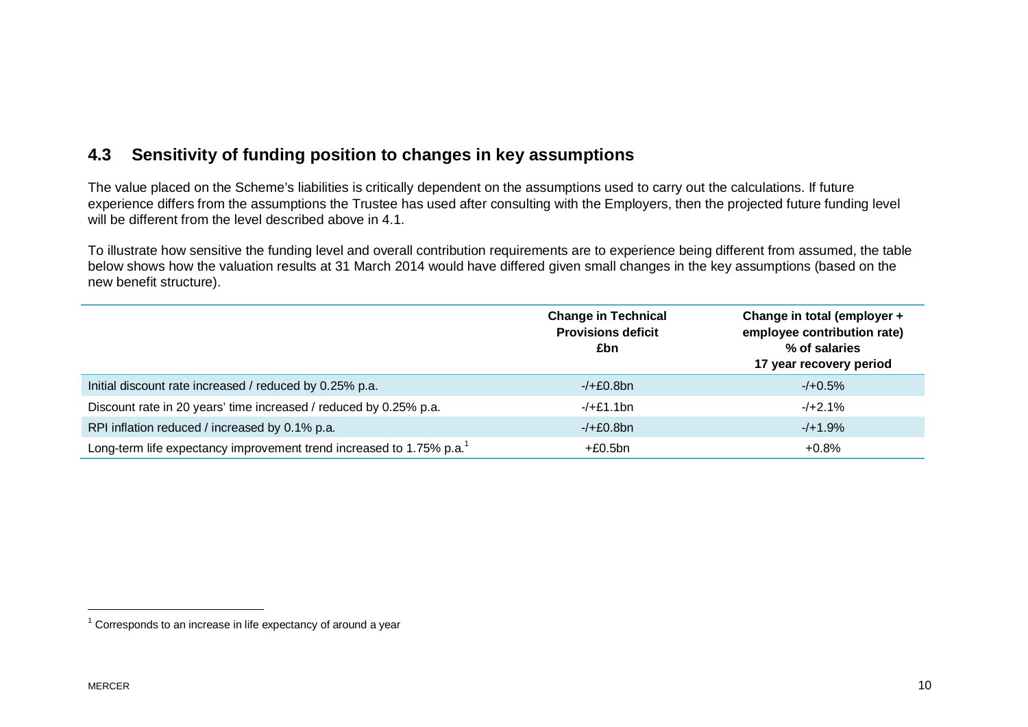## 4.3 Sensitivity of funding position to changes in key assumptions

The value placed on the Scheme's liabilities is critically dependent on the assumptions used to carry out the calculations. If future experience differs from the assumptions the Trustee has used after consulting with the Employers, then the projected future funding level will be different from the level described above in 4.1.

To illustrate how sensitive the funding level and overall contribution requirements are to experience being different from assumed, the table below shows how the valuation results at 31 March 2014 would have differed given small changes in the key assumptions (based on the new benefit structure).

| | **Change in Technical Provisions deficit £bn** | **Change in total (employer + employee contribution rate) % of salaries 17 year recovery period** |
|---|---|---|
| Initial discount rate increased / reduced by 0.25% p.a. | -/+£0.8bn | -/+0.5% |
| Discount rate in 20 years' time increased / reduced by 0.25% p.a. | -/+£1.1bn | -/+2.1% |
| RPI inflation reduced / increased by 0.1% p.a. | -/+£0.8bn | -/+1.9% |
| Long-term life expectancy improvement trend increased to 1.75% p.a.[1] | +£0.5bn | +0.8% |

[1] Corresponds to an increase in life expectancy of around a year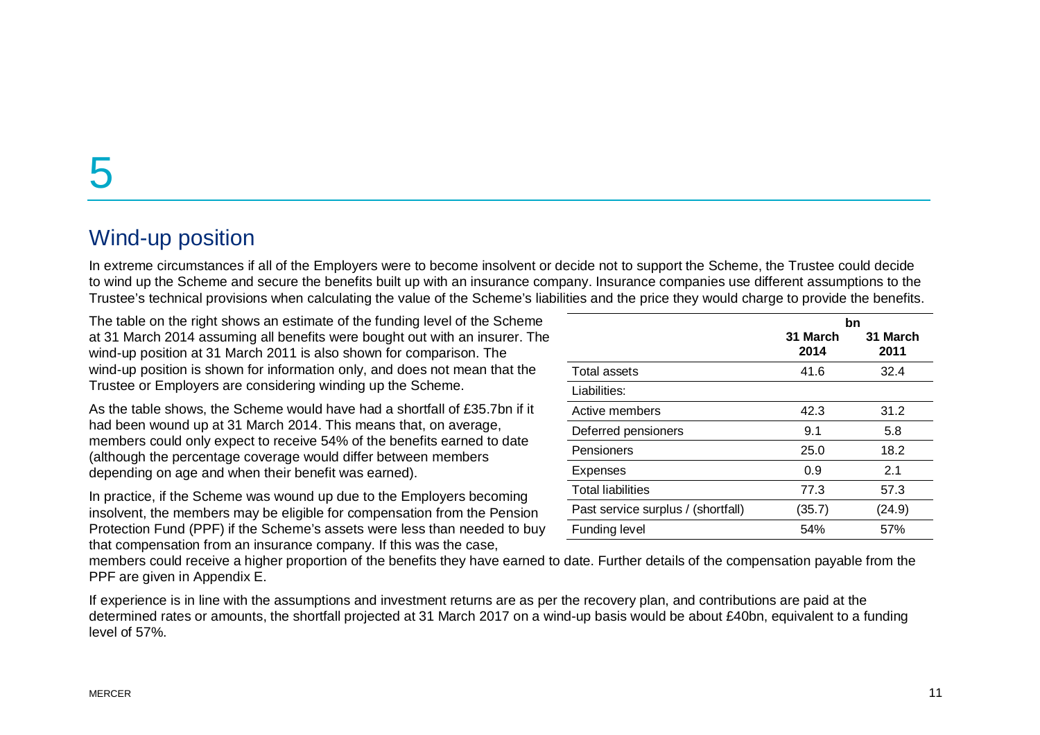# 5

## Wind-up position

In extreme circumstances if all of the Employers were to become insolvent or decide not to support the Scheme, the Trustee could decide to wind up the Scheme and secure the benefits built up with an insurance company. Insurance companies use different assumptions to the Trustee's technical provisions when calculating the value of the Scheme's liabilities and the price they would charge to provide the benefits.

The table on the right shows an estimate of the funding level of the Scheme at 31 March 2014 assuming all benefits were bought out with an insurer. The wind-up position at 31 March 2011 is also shown for comparison. The wind-up position is shown for information only, and does not mean that the Trustee or Employers are considering winding up the Scheme.

| | bn | |
|---|---|---|
| | **31 March 2014** | **31 March 2011** |
| Total assets | 41.6 | 32.4 |
| Liabilities: | | |
| Active members | 42.3 | 31.2 |
| Deferred pensioners | 9.1 | 5.8 |
| Pensioners | 25.0 | 18.2 |
| Expenses | 0.9 | 2.1 |
| Total liabilities | 77.3 | 57.3 |
| Past service surplus / (shortfall) | (35.7) | (24.9) |
| Funding level | 54% | 57% |

As the table shows, the Scheme would have had a shortfall of £35.7bn if it had been wound up at 31 March 2014. This means that, on average, members could only expect to receive 54% of the benefits earned to date (although the percentage coverage would differ between members depending on age and when their benefit was earned).

In practice, if the Scheme was wound up due to the Employers becoming insolvent, the members may be eligible for compensation from the Pension Protection Fund (PPF) if the Scheme's assets were less than needed to buy that compensation from an insurance company. If this was the case, members could receive a higher proportion of the benefits they have earned to date. Further details of the compensation payable from the PPF are given in Appendix E.

If experience is in line with the assumptions and investment returns are as per the recovery plan, and contributions are paid at the determined rates or amounts, the shortfall projected at 31 March 2017 on a wind-up basis would be about £40bn, equivalent to a funding level of 57%.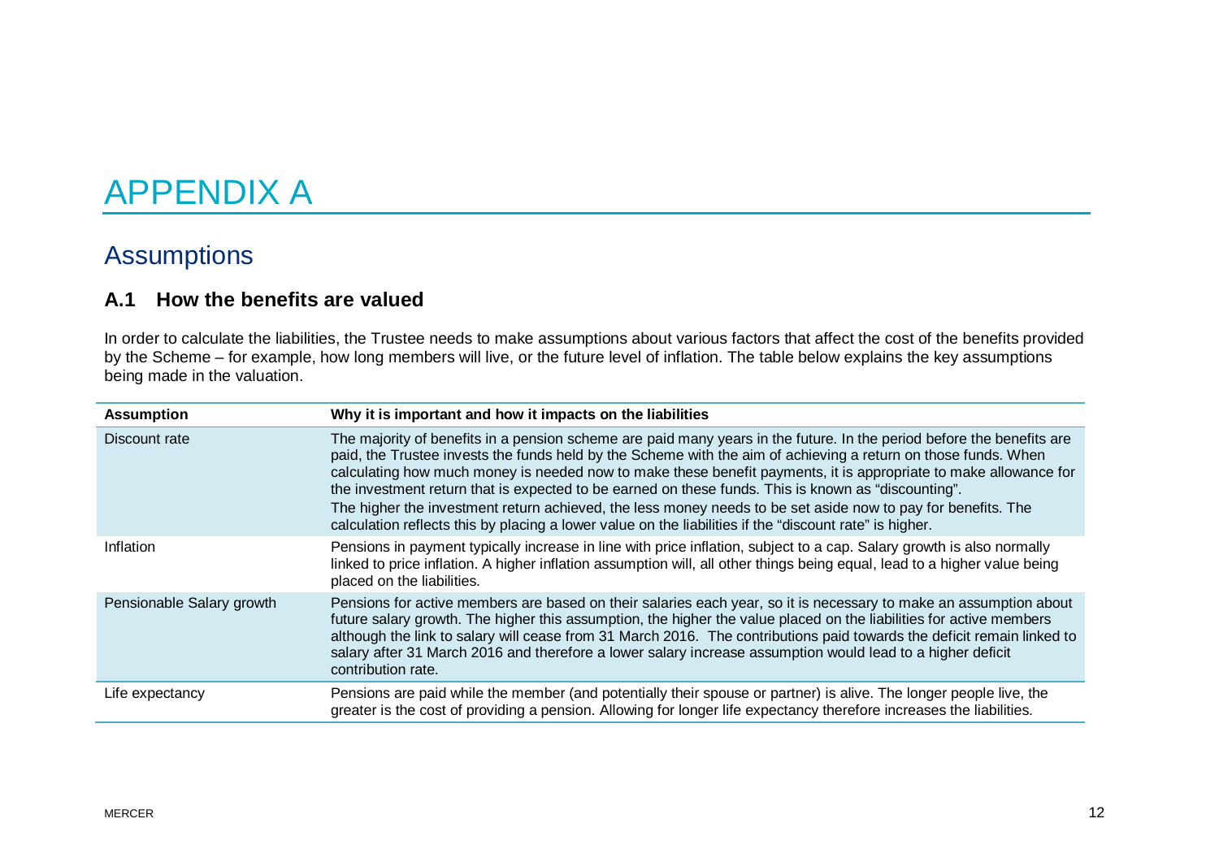# APPENDIX A

## Assumptions

### A.1 How the benefits are valued

In order to calculate the liabilities, the Trustee needs to make assumptions about various factors that affect the cost of the benefits provided by the Scheme – for example, how long members will live, or the future level of inflation. The table below explains the key assumptions being made in the valuation.

| Assumption | Why it is important and how it impacts on the liabilities |
|---|---|
| Discount rate | The majority of benefits in a pension scheme are paid many years in the future. In the period before the benefits are paid, the Trustee invests the funds held by the Scheme with the aim of achieving a return on those funds. When calculating how much money is needed now to make these benefit payments, it is appropriate to make allowance for the investment return that is expected to be earned on these funds. This is known as "discounting".<br>The higher the investment return achieved, the less money needs to be set aside now to pay for benefits. The calculation reflects this by placing a lower value on the liabilities if the "discount rate" is higher. |
| Inflation | Pensions in payment typically increase in line with price inflation, subject to a cap. Salary growth is also normally linked to price inflation. A higher inflation assumption will, all other things being equal, lead to a higher value being placed on the liabilities. |
| Pensionable Salary growth | Pensions for active members are based on their salaries each year, so it is necessary to make an assumption about future salary growth. The higher this assumption, the higher the value placed on the liabilities for active members although the link to salary will cease from 31 March 2016. The contributions paid towards the deficit remain linked to salary after 31 March 2016 and therefore a lower salary increase assumption would lead to a higher deficit contribution rate. |
| Life expectancy | Pensions are paid while the member (and potentially their spouse or partner) is alive. The longer people live, the greater is the cost of providing a pension. Allowing for longer life expectancy therefore increases the liabilities. |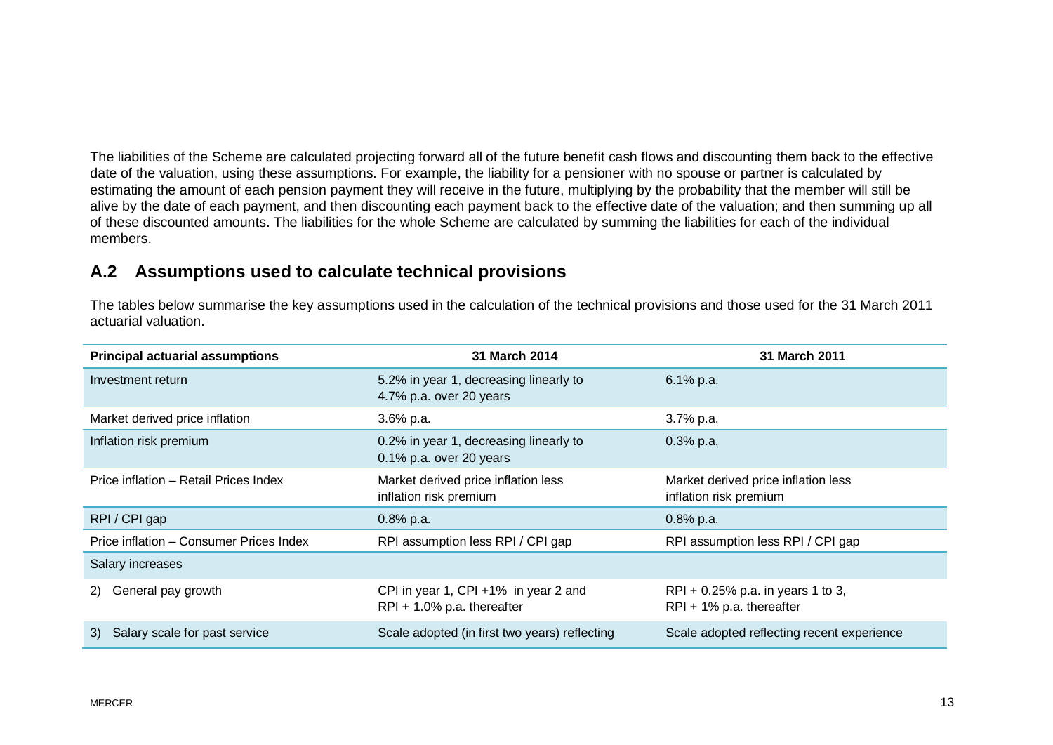The liabilities of the Scheme are calculated projecting forward all of the future benefit cash flows and discounting them back to the effective date of the valuation, using these assumptions. For example, the liability for a pensioner with no spouse or partner is calculated by estimating the amount of each pension payment they will receive in the future, multiplying by the probability that the member will still be alive by the date of each payment, and then discounting each payment back to the effective date of the valuation; and then summing up all of these discounted amounts. The liabilities for the whole Scheme are calculated by summing the liabilities for each of the individual members.

## A.2 Assumptions used to calculate technical provisions

The tables below summarise the key assumptions used in the calculation of the technical provisions and those used for the 31 March 2011 actuarial valuation.

| Principal actuarial assumptions | 31 March 2014 | 31 March 2011 |
|---|---|---|
| Investment return | 5.2% in year 1, decreasing linearly to 4.7% p.a. over 20 years | 6.1% p.a. |
| Market derived price inflation | 3.6% p.a. | 3.7% p.a. |
| Inflation risk premium | 0.2% in year 1, decreasing linearly to 0.1% p.a. over 20 years | 0.3% p.a. |
| Price inflation – Retail Prices Index | Market derived price inflation less inflation risk premium | Market derived price inflation less inflation risk premium |
| RPI / CPI gap | 0.8% p.a. | 0.8% p.a. |
| Price inflation – Consumer Prices Index | RPI assumption less RPI / CPI gap | RPI assumption less RPI / CPI gap |
| Salary increases | | |
| 2) General pay growth | CPI in year 1, CPI +1% in year 2 and RPI + 1.0% p.a. thereafter | RPI + 0.25% p.a. in years 1 to 3, RPI + 1% p.a. thereafter |
| 3) Salary scale for past service | Scale adopted (in first two years) reflecting | Scale adopted reflecting recent experience |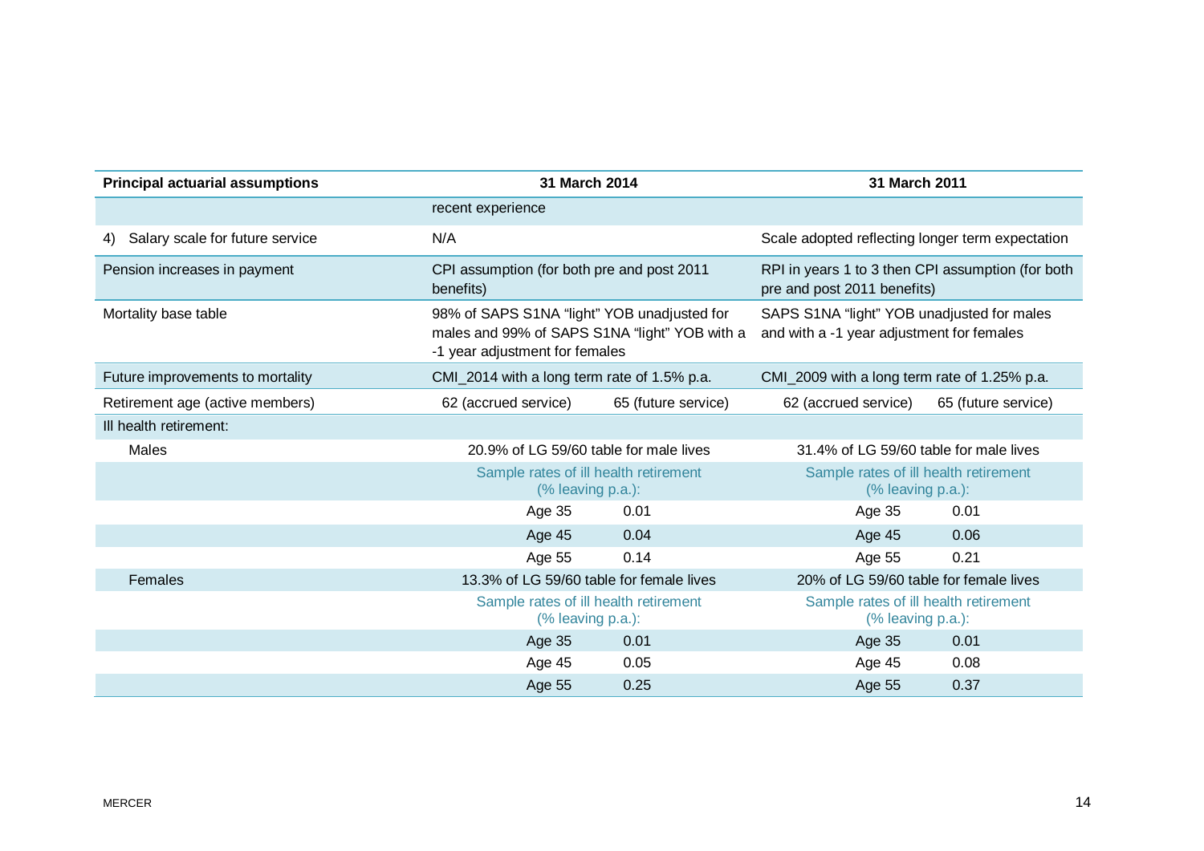| Principal actuarial assumptions | 31 March 2014 | | 31 March 2011 | |
|---|---|---|---|---|
| | recent experience | | | |
| 4) Salary scale for future service | N/A | | Scale adopted reflecting longer term expectation | |
| Pension increases in payment | CPI assumption (for both pre and post 2011 benefits) | | RPI in years 1 to 3 then CPI assumption (for both pre and post 2011 benefits) | |
| Mortality base table | 98% of SAPS S1NA "light" YOB unadjusted for males and 99% of SAPS S1NA "light" YOB with a -1 year adjustment for females | | SAPS S1NA "light" YOB unadjusted for males and with a -1 year adjustment for females | |
| Future improvements to mortality | CMI_2014 with a long term rate of 1.5% p.a. | | CMI_2009 with a long term rate of 1.25% p.a. | |
| Retirement age (active members) | 62 (accrued service) | 65 (future service) | 62 (accrued service) | 65 (future service) |
| Ill health retirement: | | | | |
| Males | 20.9% of LG 59/60 table for male lives | | 31.4% of LG 59/60 table for male lives | |
| | Sample rates of ill health retirement (% leaving p.a.): | | Sample rates of ill health retirement (% leaving p.a.): | |
| | Age 35 | 0.01 | Age 35 | 0.01 |
| | Age 45 | 0.04 | Age 45 | 0.06 |
| | Age 55 | 0.14 | Age 55 | 0.21 |
| Females | 13.3% of LG 59/60 table for female lives | | 20% of LG 59/60 table for female lives | |
| | Sample rates of ill health retirement (% leaving p.a.): | | Sample rates of ill health retirement (% leaving p.a.): | |
| | Age 35 | 0.01 | Age 35 | 0.01 |
| | Age 45 | 0.05 | Age 45 | 0.08 |
| | Age 55 | 0.25 | Age 55 | 0.37 |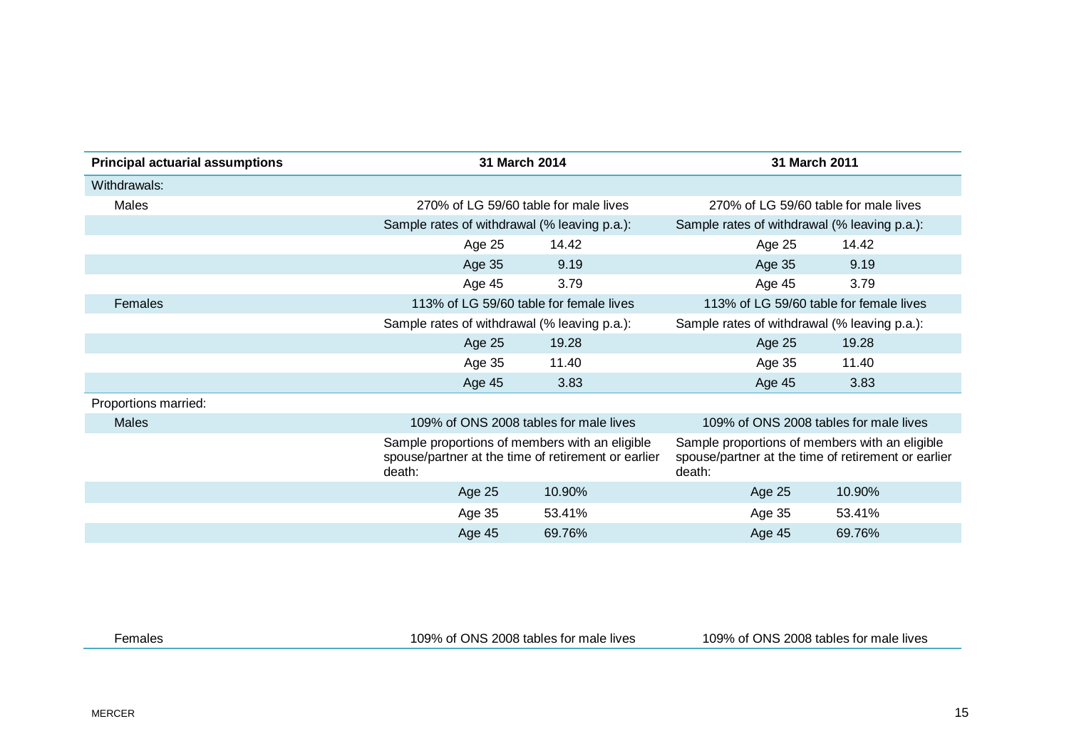| Principal actuarial assumptions | 31 March 2014 | | 31 March 2011 | |
|---|---|---|---|---|
| Withdrawals: | | | | |
| Males | 270% of LG 59/60 table for male lives | | 270% of LG 59/60 table for male lives | |
| | Sample rates of withdrawal (% leaving p.a.): | | Sample rates of withdrawal (% leaving p.a.): | |
| | Age 25 | 14.42 | Age 25 | 14.42 |
| | Age 35 | 9.19 | Age 35 | 9.19 |
| | Age 45 | 3.79 | Age 45 | 3.79 |
| Females | 113% of LG 59/60 table for female lives | | 113% of LG 59/60 table for female lives | |
| | Sample rates of withdrawal (% leaving p.a.): | | Sample rates of withdrawal (% leaving p.a.): | |
| | Age 25 | 19.28 | Age 25 | 19.28 |
| | Age 35 | 11.40 | Age 35 | 11.40 |
| | Age 45 | 3.83 | Age 45 | 3.83 |
| Proportions married: | | | | |
| Males | 109% of ONS 2008 tables for male lives | | 109% of ONS 2008 tables for male lives | |
| | Sample proportions of members with an eligible spouse/partner at the time of retirement or earlier death: | | Sample proportions of members with an eligible spouse/partner at the time of retirement or earlier death: | |
| | Age 25 | 10.90% | Age 25 | 10.90% |
| | Age 35 | 53.41% | Age 35 | 53.41% |
| | Age 45 | 69.76% | Age 45 | 69.76% |
| Females | 109% of ONS 2008 tables for male lives | | 109% of ONS 2008 tables for male lives | |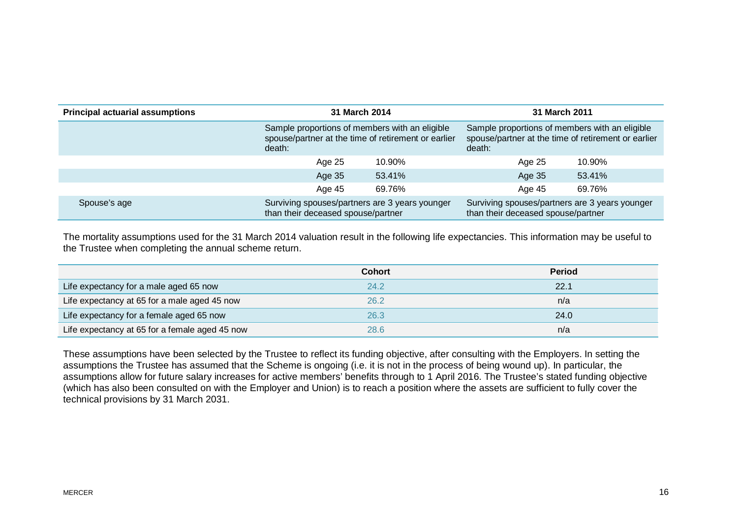| Principal actuarial assumptions | 31 March 2014 | | 31 March 2011 | |
|---|---|---|---|---|
| | Sample proportions of members with an eligible spouse/partner at the time of retirement or earlier death: | | Sample proportions of members with an eligible spouse/partner at the time of retirement or earlier death: | |
| | Age 25 | 10.90% | Age 25 | 10.90% |
| | Age 35 | 53.41% | Age 35 | 53.41% |
| | Age 45 | 69.76% | Age 45 | 69.76% |
| Spouse's age | Surviving spouses/partners are 3 years younger than their deceased spouse/partner | | Surviving spouses/partners are 3 years younger than their deceased spouse/partner | |

The mortality assumptions used for the 31 March 2014 valuation result in the following life expectancies. This information may be useful to the Trustee when completing the annual scheme return.

| | Cohort | Period |
|---|---|---|
| Life expectancy for a male aged 65 now | 24.2 | 22.1 |
| Life expectancy at 65 for a male aged 45 now | 26.2 | n/a |
| Life expectancy for a female aged 65 now | 26.3 | 24.0 |
| Life expectancy at 65 for a female aged 45 now | 28.6 | n/a |

These assumptions have been selected by the Trustee to reflect its funding objective, after consulting with the Employers. In setting the assumptions the Trustee has assumed that the Scheme is ongoing (i.e. it is not in the process of being wound up). In particular, the assumptions allow for future salary increases for active members' benefits through to 1 April 2016. The Trustee's stated funding objective (which has also been consulted on with the Employer and Union) is to reach a position where the assets are sufficient to fully cover the technical provisions by 31 March 2031.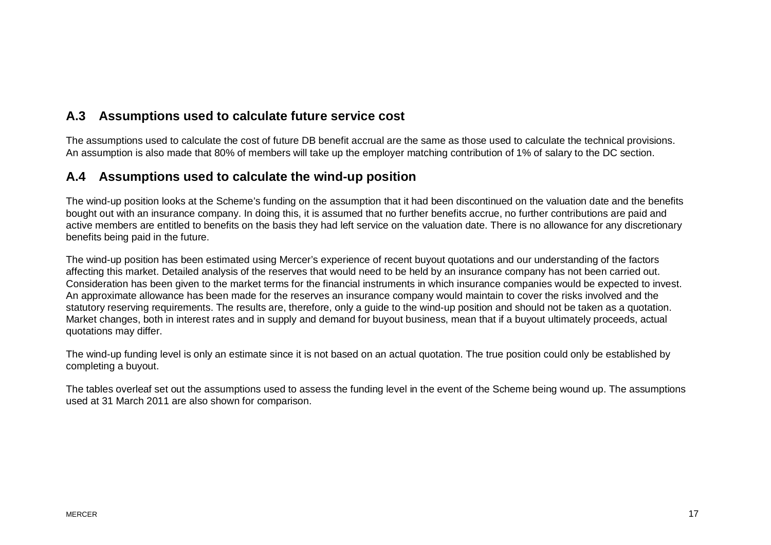## A.3 Assumptions used to calculate future service cost

The assumptions used to calculate the cost of future DB benefit accrual are the same as those used to calculate the technical provisions. An assumption is also made that 80% of members will take up the employer matching contribution of 1% of salary to the DC section.

## A.4 Assumptions used to calculate the wind-up position

The wind-up position looks at the Scheme's funding on the assumption that it had been discontinued on the valuation date and the benefits bought out with an insurance company. In doing this, it is assumed that no further benefits accrue, no further contributions are paid and active members are entitled to benefits on the basis they had left service on the valuation date. There is no allowance for any discretionary benefits being paid in the future.

The wind-up position has been estimated using Mercer's experience of recent buyout quotations and our understanding of the factors affecting this market. Detailed analysis of the reserves that would need to be held by an insurance company has not been carried out. Consideration has been given to the market terms for the financial instruments in which insurance companies would be expected to invest. An approximate allowance has been made for the reserves an insurance company would maintain to cover the risks involved and the statutory reserving requirements. The results are, therefore, only a guide to the wind-up position and should not be taken as a quotation. Market changes, both in interest rates and in supply and demand for buyout business, mean that if a buyout ultimately proceeds, actual quotations may differ.

The wind-up funding level is only an estimate since it is not based on an actual quotation. The true position could only be established by completing a buyout.

The tables overleaf set out the assumptions used to assess the funding level in the event of the Scheme being wound up. The assumptions used at 31 March 2011 are also shown for comparison.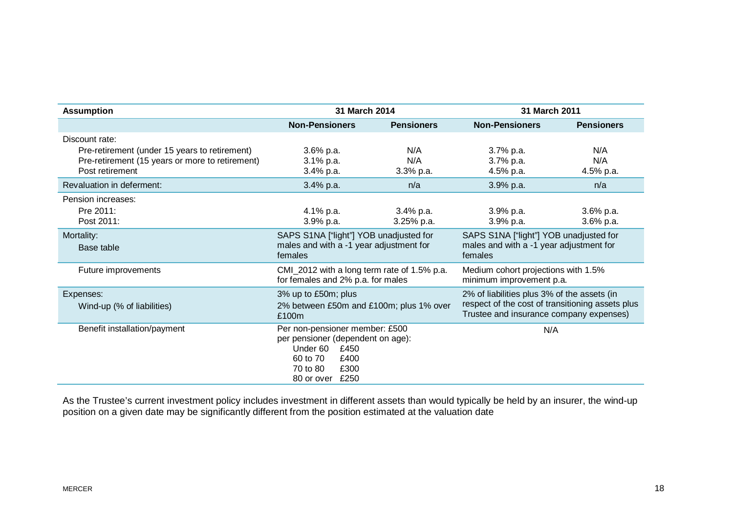| Assumption | 31 March 2014 | | 31 March 2011 | |
|---|---|---|---|---|
| | **Non-Pensioners** | **Pensioners** | **Non-Pensioners** | **Pensioners** |
| Discount rate: | | | | |
| Pre-retirement (under 15 years to retirement) | 3.6% p.a. | N/A | 3.7% p.a. | N/A |
| Pre-retirement (15 years or more to retirement) | 3.1% p.a. | N/A | 3.7% p.a. | N/A |
| Post retirement | 3.4% p.a. | 3.3% p.a. | 4.5% p.a. | 4.5% p.a. |
| Revaluation in deferment: | 3.4% p.a. | n/a | 3.9% p.a. | n/a |
| Pension increases: | | | | |
| Pre 2011: | 4.1% p.a. | 3.4% p.a. | 3.9% p.a. | 3.6% p.a. |
| Post 2011: | 3.9% p.a. | 3.25% p.a. | 3.9% p.a. | 3.6% p.a. |
| Mortality: Base table | SAPS S1NA ["light"] YOB unadjusted for males and with a -1 year adjustment for females | | SAPS S1NA ["light"] YOB unadjusted for males and with a -1 year adjustment for females | |
| Future improvements | CMI_2012 with a long term rate of 1.5% p.a. for females and 2% p.a. for males | | Medium cohort projections with 1.5% minimum improvement p.a. | |
| Expenses: Wind-up (% of liabilities) | 3% up to £50m; plus 2% between £50m and £100m; plus 1% over £100m | | 2% of liabilities plus 3% of the assets (in respect of the cost of transitioning assets plus Trustee and insurance company expenses) | |
| Benefit installation/payment | Per non-pensioner member: £500<br>per pensioner (dependent on age):<br>Under 60 £450<br>60 to 70 £400<br>70 to 80 £300<br>80 or over £250 | | N/A | |

As the Trustee's current investment policy includes investment in different assets than would typically be held by an insurer, the wind-up position on a given date may be significantly different from the position estimated at the valuation date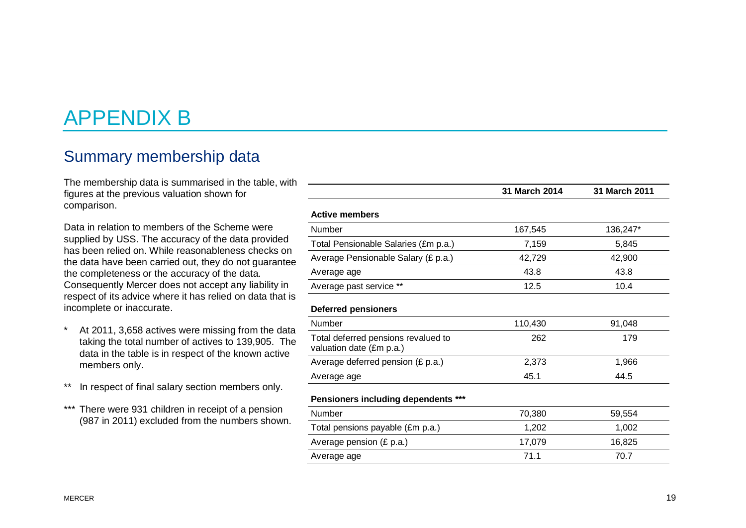# APPENDIX B

## Summary membership data

The membership data is summarised in the table, with figures at the previous valuation shown for comparison.

Data in relation to members of the Scheme were supplied by USS. The accuracy of the data provided has been relied on. While reasonableness checks on the data have been carried out, they do not guarantee the completeness or the accuracy of the data. Consequently Mercer does not accept any liability in respect of its advice where it has relied on data that is incomplete or inaccurate.

\* At 2011, 3,658 actives were missing from the data taking the total number of actives to 139,905. The data in the table is in respect of the known active members only.

\*\* In respect of final salary section members only.

\*\*\* There were 931 children in receipt of a pension (987 in 2011) excluded from the numbers shown.

| | 31 March 2014 | 31 March 2011 |
|---|---|---|
| **Active members** | | |
| Number | 167,545 | 136,247* |
| Total Pensionable Salaries (£m p.a.) | 7,159 | 5,845 |
| Average Pensionable Salary (£ p.a.) | 42,729 | 42,900 |
| Average age | 43.8 | 43.8 |
| Average past service ** | 12.5 | 10.4 |
| **Deferred pensioners** | | |
| Number | 110,430 | 91,048 |
| Total deferred pensions revalued to valuation date (£m p.a.) | 262 | 179 |
| Average deferred pension (£ p.a.) | 2,373 | 1,966 |
| Average age | 45.1 | 44.5 |
| **Pensioners including dependents \*\*\*** | | |
| Number | 70,380 | 59,554 |
| Total pensions payable (£m p.a.) | 1,202 | 1,002 |
| Average pension (£ p.a.) | 17,079 | 16,825 |
| Average age | 71.1 | 70.7 |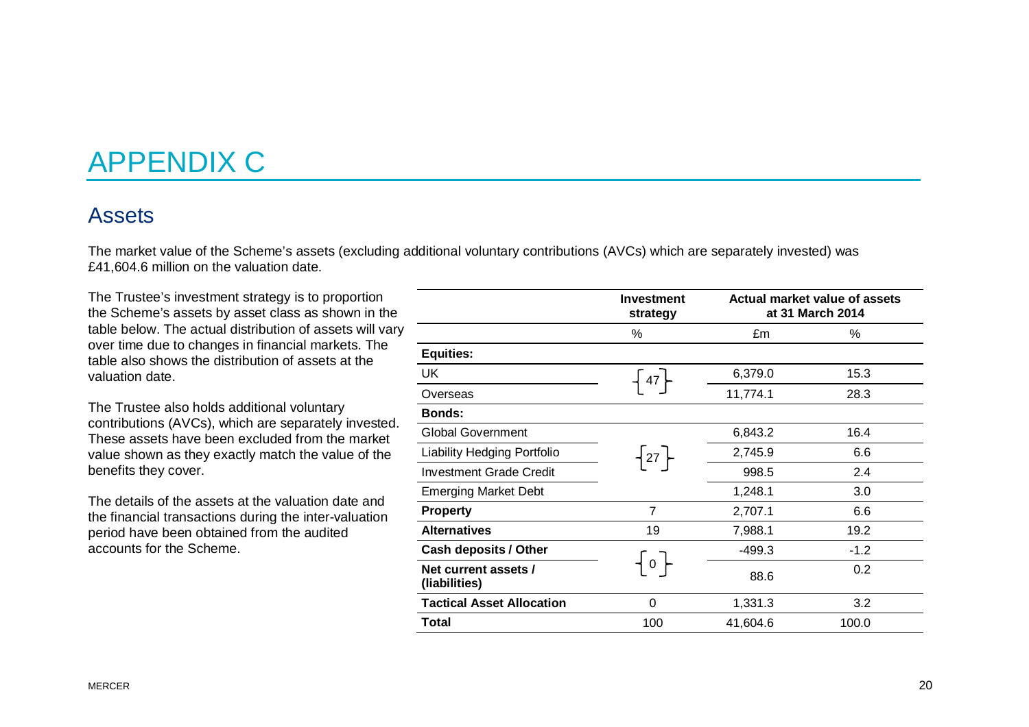# APPENDIX C

## Assets

The market value of the Scheme's assets (excluding additional voluntary contributions (AVCs) which are separately invested) was £41,604.6 million on the valuation date.

The Trustee's investment strategy is to proportion the Scheme's assets by asset class as shown in the table below. The actual distribution of assets will vary over time due to changes in financial markets. The table also shows the distribution of assets at the valuation date.

The Trustee also holds additional voluntary contributions (AVCs), which are separately invested. These assets have been excluded from the market value shown as they exactly match the value of the benefits they cover.

The details of the assets at the valuation date and the financial transactions during the inter-valuation period have been obtained from the audited accounts for the Scheme.

| | Investment strategy | Actual market value of assets at 31 March 2014 | |
|---|---|---|---|
| | % | £m | % |
| **Equities:** | | | |
| UK | 47 | 6,379.0 | 15.3 |
| Overseas | | 11,774.1 | 28.3 |
| **Bonds:** | | | |
| Global Government | 27 | 6,843.2 | 16.4 |
| Liability Hedging Portfolio | | 2,745.9 | 6.6 |
| Investment Grade Credit | | 998.5 | 2.4 |
| Emerging Market Debt | | 1,248.1 | 3.0 |
| **Property** | 7 | 2,707.1 | 6.6 |
| **Alternatives** | 19 | 7,988.1 | 19.2 |
| **Cash deposits / Other** | 0 | -499.3 | -1.2 |
| **Net current assets / (liabilities)** | | 88.6 | 0.2 |
| **Tactical Asset Allocation** | 0 | 1,331.3 | 3.2 |
| **Total** | 100 | 41,604.6 | 100.0 |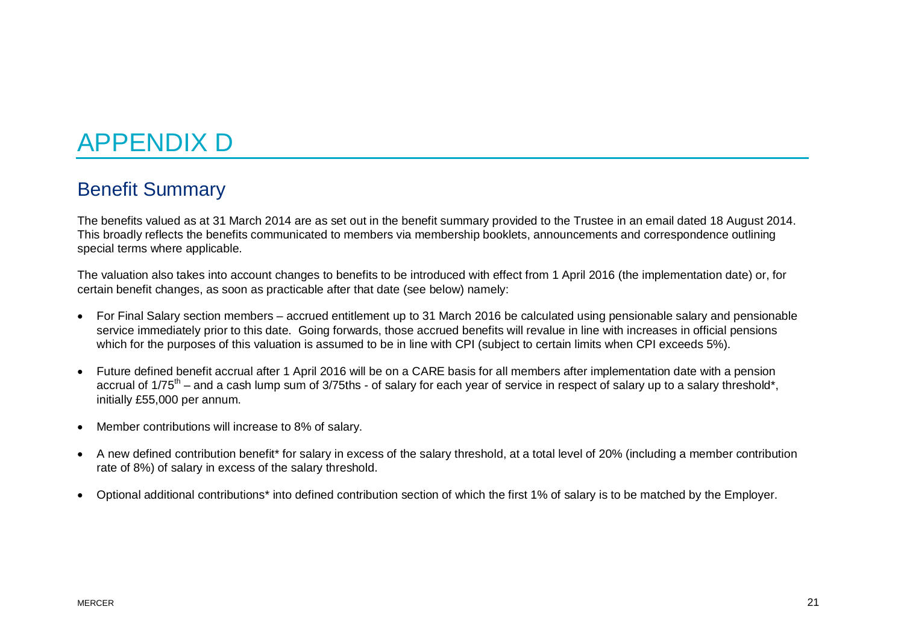# APPENDIX D

## Benefit Summary

The benefits valued as at 31 March 2014 are as set out in the benefit summary provided to the Trustee in an email dated 18 August 2014. This broadly reflects the benefits communicated to members via membership booklets, announcements and correspondence outlining special terms where applicable.

The valuation also takes into account changes to benefits to be introduced with effect from 1 April 2016 (the implementation date) or, for certain benefit changes, as soon as practicable after that date (see below) namely:

- For Final Salary section members – accrued entitlement up to 31 March 2016 be calculated using pensionable salary and pensionable service immediately prior to this date. Going forwards, those accrued benefits will revalue in line with increases in official pensions which for the purposes of this valuation is assumed to be in line with CPI (subject to certain limits when CPI exceeds 5%).
- Future defined benefit accrual after 1 April 2016 will be on a CARE basis for all members after implementation date with a pension accrual of 1/75th – and a cash lump sum of 3/75ths - of salary for each year of service in respect of salary up to a salary threshold*, initially £55,000 per annum.
- Member contributions will increase to 8% of salary.
- A new defined contribution benefit* for salary in excess of the salary threshold, at a total level of 20% (including a member contribution rate of 8%) of salary in excess of the salary threshold.
- Optional additional contributions* into defined contribution section of which the first 1% of salary is to be matched by the Employer.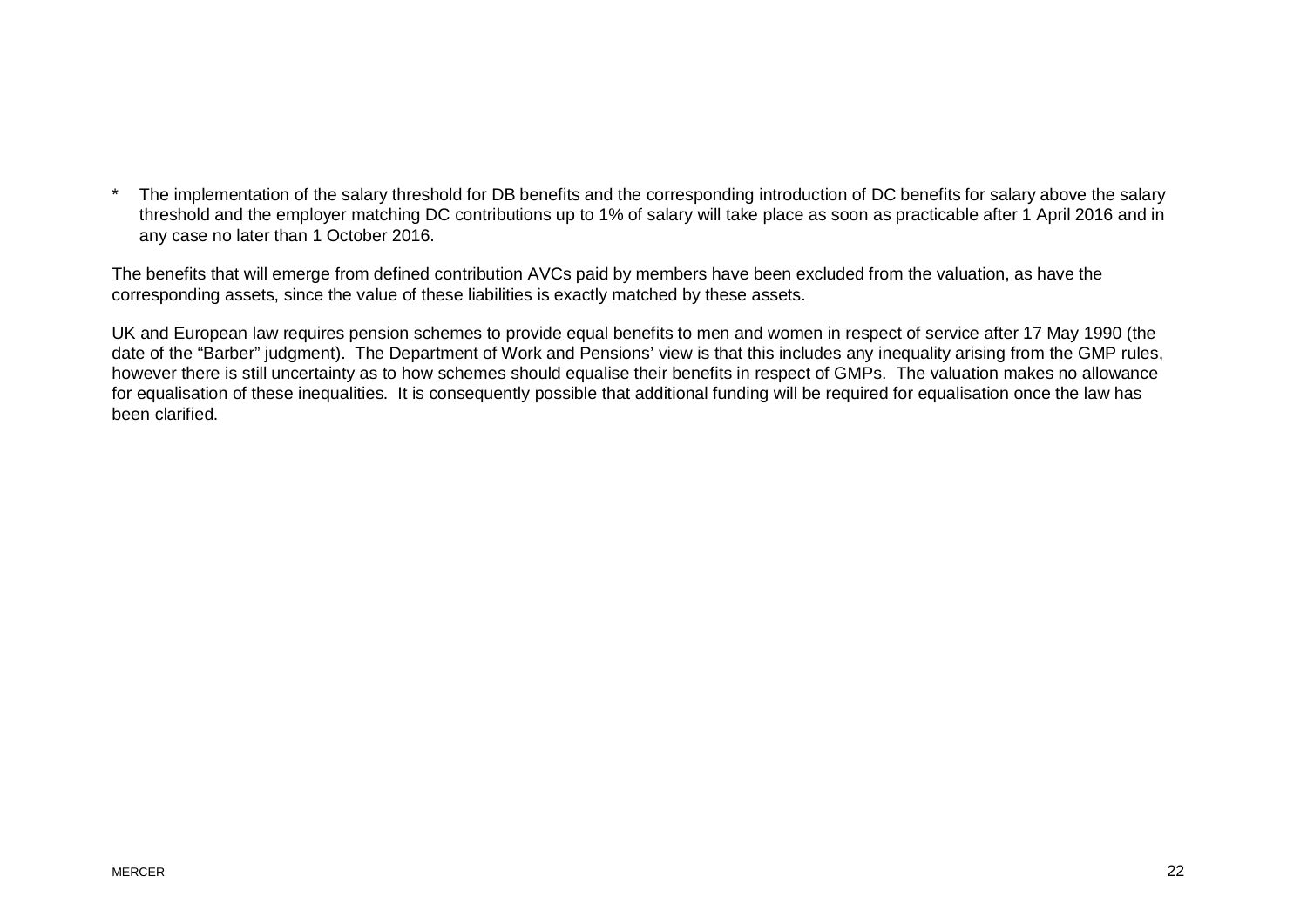\* The implementation of the salary threshold for DB benefits and the corresponding introduction of DC benefits for salary above the salary threshold and the employer matching DC contributions up to 1% of salary will take place as soon as practicable after 1 April 2016 and in any case no later than 1 October 2016.

The benefits that will emerge from defined contribution AVCs paid by members have been excluded from the valuation, as have the corresponding assets, since the value of these liabilities is exactly matched by these assets.

UK and European law requires pension schemes to provide equal benefits to men and women in respect of service after 17 May 1990 (the date of the "Barber" judgment). The Department of Work and Pensions' view is that this includes any inequality arising from the GMP rules, however there is still uncertainty as to how schemes should equalise their benefits in respect of GMPs. The valuation makes no allowance for equalisation of these inequalities. It is consequently possible that additional funding will be required for equalisation once the law has been clarified.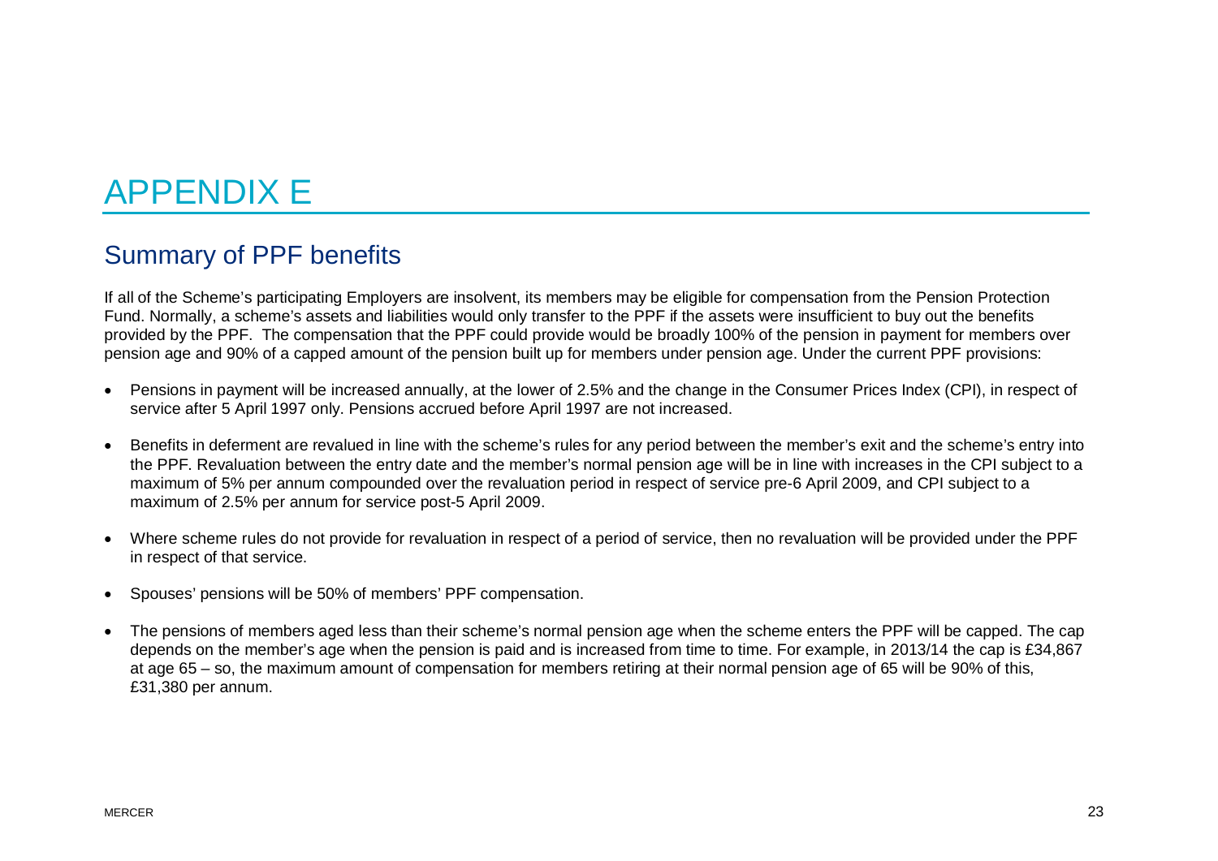# APPENDIX E

## Summary of PPF benefits

If all of the Scheme's participating Employers are insolvent, its members may be eligible for compensation from the Pension Protection Fund. Normally, a scheme's assets and liabilities would only transfer to the PPF if the assets were insufficient to buy out the benefits provided by the PPF. The compensation that the PPF could provide would be broadly 100% of the pension in payment for members over pension age and 90% of a capped amount of the pension built up for members under pension age. Under the current PPF provisions:

- Pensions in payment will be increased annually, at the lower of 2.5% and the change in the Consumer Prices Index (CPI), in respect of service after 5 April 1997 only. Pensions accrued before April 1997 are not increased.
- Benefits in deferment are revalued in line with the scheme's rules for any period between the member's exit and the scheme's entry into the PPF. Revaluation between the entry date and the member's normal pension age will be in line with increases in the CPI subject to a maximum of 5% per annum compounded over the revaluation period in respect of service pre-6 April 2009, and CPI subject to a maximum of 2.5% per annum for service post-5 April 2009.
- Where scheme rules do not provide for revaluation in respect of a period of service, then no revaluation will be provided under the PPF in respect of that service.
- Spouses' pensions will be 50% of members' PPF compensation.
- The pensions of members aged less than their scheme's normal pension age when the scheme enters the PPF will be capped. The cap depends on the member's age when the pension is paid and is increased from time to time. For example, in 2013/14 the cap is £34,867 at age 65 – so, the maximum amount of compensation for members retiring at their normal pension age of 65 will be 90% of this, £31,380 per annum.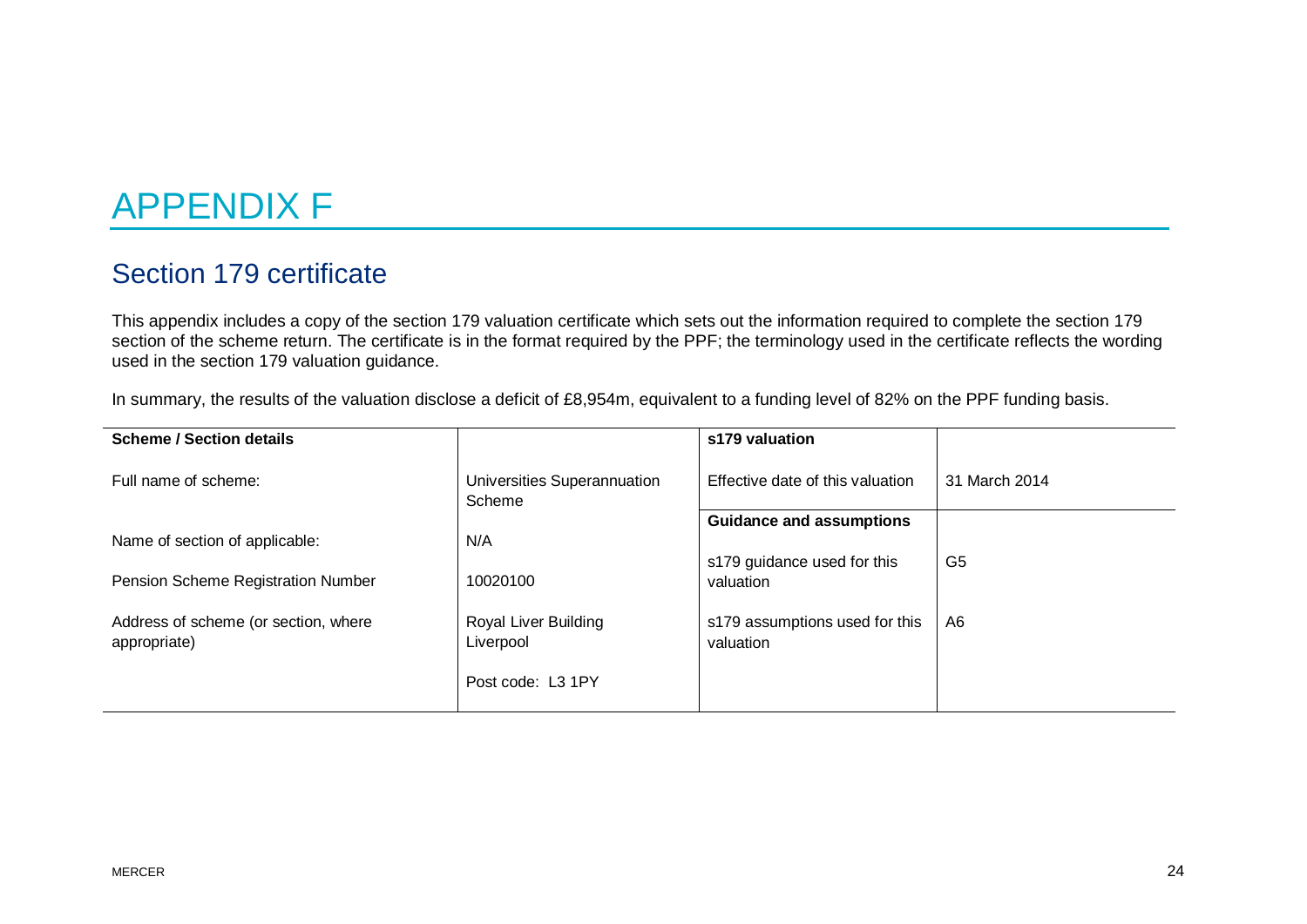# APPENDIX F

## Section 179 certificate

This appendix includes a copy of the section 179 valuation certificate which sets out the information required to complete the section 179 section of the scheme return. The certificate is in the format required by the PPF; the terminology used in the certificate reflects the wording used in the section 179 valuation guidance.

In summary, the results of the valuation disclose a deficit of £8,954m, equivalent to a funding level of 82% on the PPF funding basis.

| **Scheme / Section details** | | **s179 valuation** | |
|---|---|---|---|
| Full name of scheme: | Universities Superannuation Scheme | Effective date of this valuation | 31 March 2014 |
| | | **Guidance and assumptions** | |
| Name of section of applicable: | N/A | s179 guidance used for this valuation | G5 |
| Pension Scheme Registration Number | 10020100 | | |
| Address of scheme (or section, where appropriate) | Royal Liver Building<br>Liverpool<br><br>Post code: L3 1PY | s179 assumptions used for this valuation | A6 |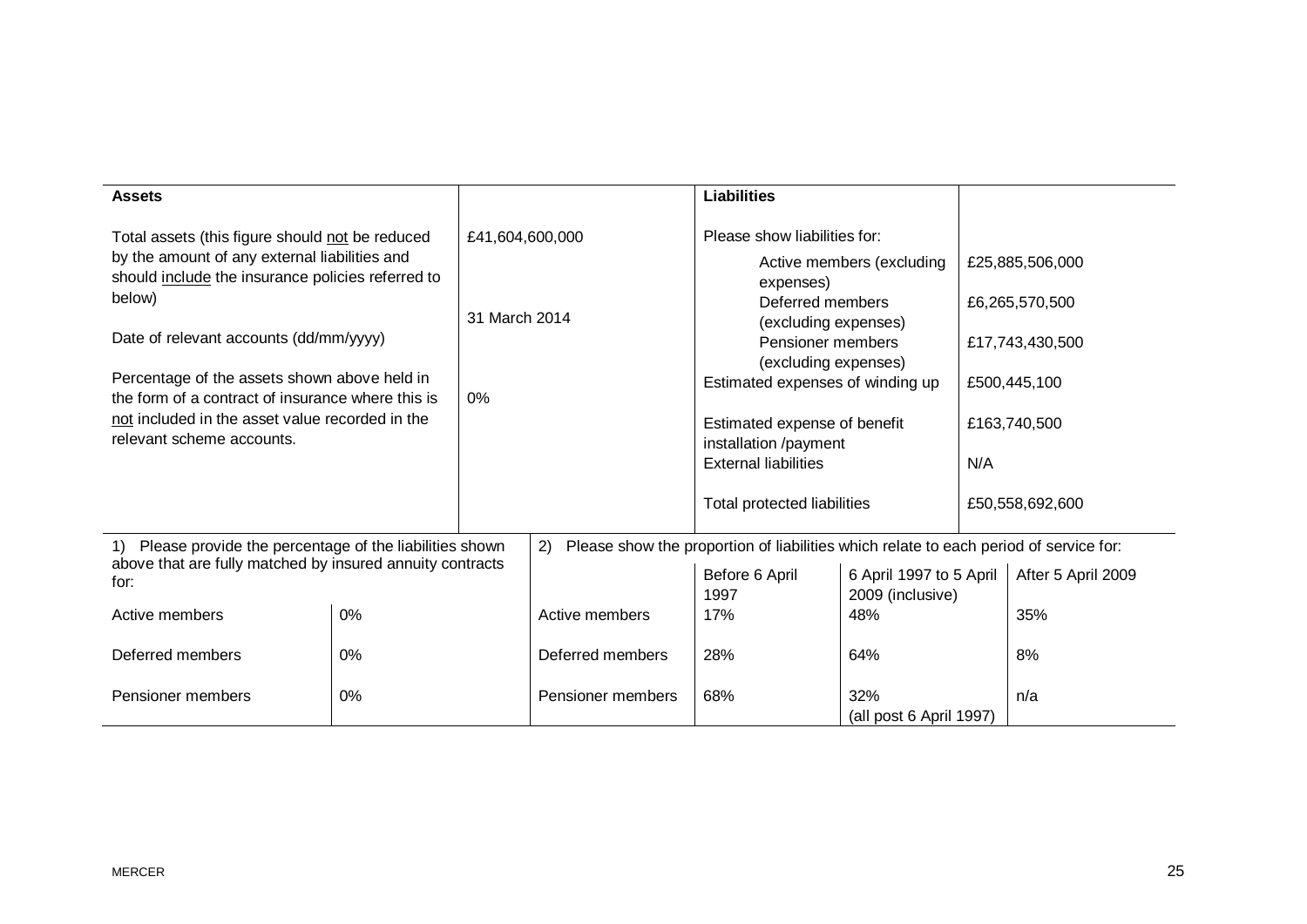| **Assets** | | **Liabilities** | |
|---|---|---|---|
| Total assets (this figure should not be reduced by the amount of any external liabilities and should include the insurance policies referred to below) | £41,604,600,000 | Please show liabilities for: | |
| | | Active members (excluding expenses) | £25,885,506,000 |
| | | Deferred members (excluding expenses) | £6,265,570,500 |
| Date of relevant accounts (dd/mm/yyyy) | 31 March 2014 | Pensioner members (excluding expenses) | £17,743,430,500 |
| Percentage of the assets shown above held in the form of a contract of insurance where this is not included in the asset value recorded in the relevant scheme accounts. | 0% | Estimated expenses of winding up | £500,445,100 |
| | | Estimated expense of benefit installation /payment | £163,740,500 |
| | | External liabilities | N/A |
| | | Total protected liabilities | £50,558,692,600 |

| 1) Please provide the percentage of the liabilities shown above that are fully matched by insured annuity contracts for: | | 2) Please show the proportion of liabilities which relate to each period of service for: | | | |
|---|---|---|---|---|---|
| | | | Before 6 April 1997 | 6 April 1997 to 5 April 2009 (inclusive) | After 5 April 2009 |
| Active members | 0% | Active members | 17% | 48% | 35% |
| Deferred members | 0% | Deferred members | 28% | 64% | 8% |
| Pensioner members | 0% | Pensioner members | 68% | 32% (all post 6 April 1997) | n/a |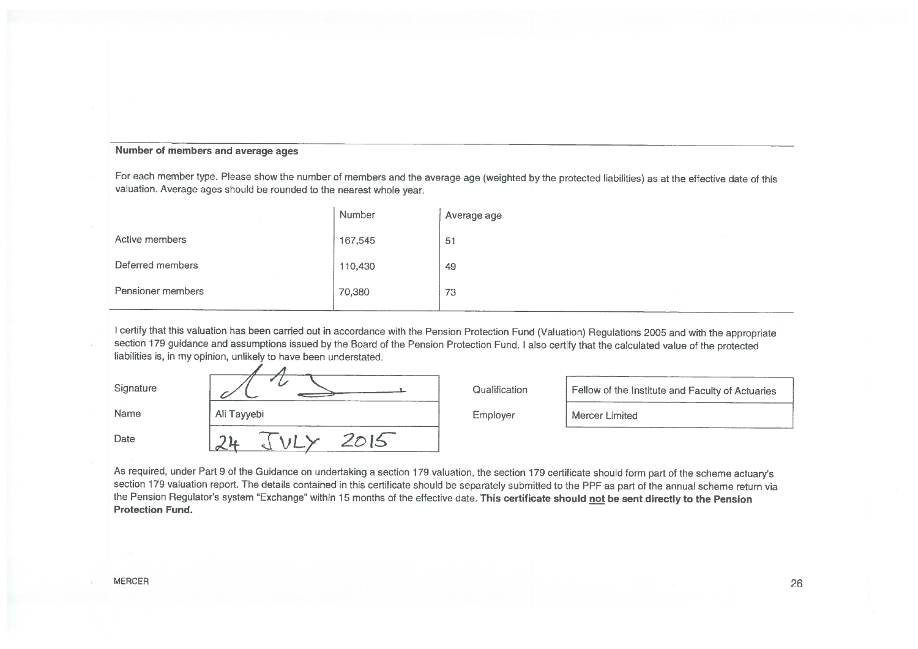**Number of members and average ages**

For each member type. Please show the number of members and the average age (weighted by the protected liabilities) as at the effective date of this valuation. Average ages should be rounded to the nearest whole year.

| | Number | Average age |
|---|---|---|
| Active members | 167,545 | 51 |
| Deferred members | 110,430 | 49 |
| Pensioner members | 70,380 | 73 |

I certify that this valuation has been carried out in accordance with the Pension Protection Fund (Valuation) Regulations 2005 and with the appropriate section 179 guidance and assumptions issued by the Board of the Pension Protection Fund. I also certify that the calculated value of the protected liabilities is, in my opinion, unlikely to have been understated.

| | | | |
|---|---|---|---|
| Signature | *(signature)* | Qualification | Fellow of the Institute and Faculty of Actuaries |
| Name | Ali Tayyebi | Employer | Mercer Limited |
| Date | 24 JULY 2015 | | |

As required, under Part 9 of the Guidance on undertaking a section 179 valuation, the section 179 certificate should form part of the scheme actuary's section 179 valuation report. The details contained in this certificate should be separately submitted to the PPF as part of the annual scheme return via the Pension Regulator's system "Exchange" within 15 months of the effective date. **This certificate should not be sent directly to the Pension Protection Fund.**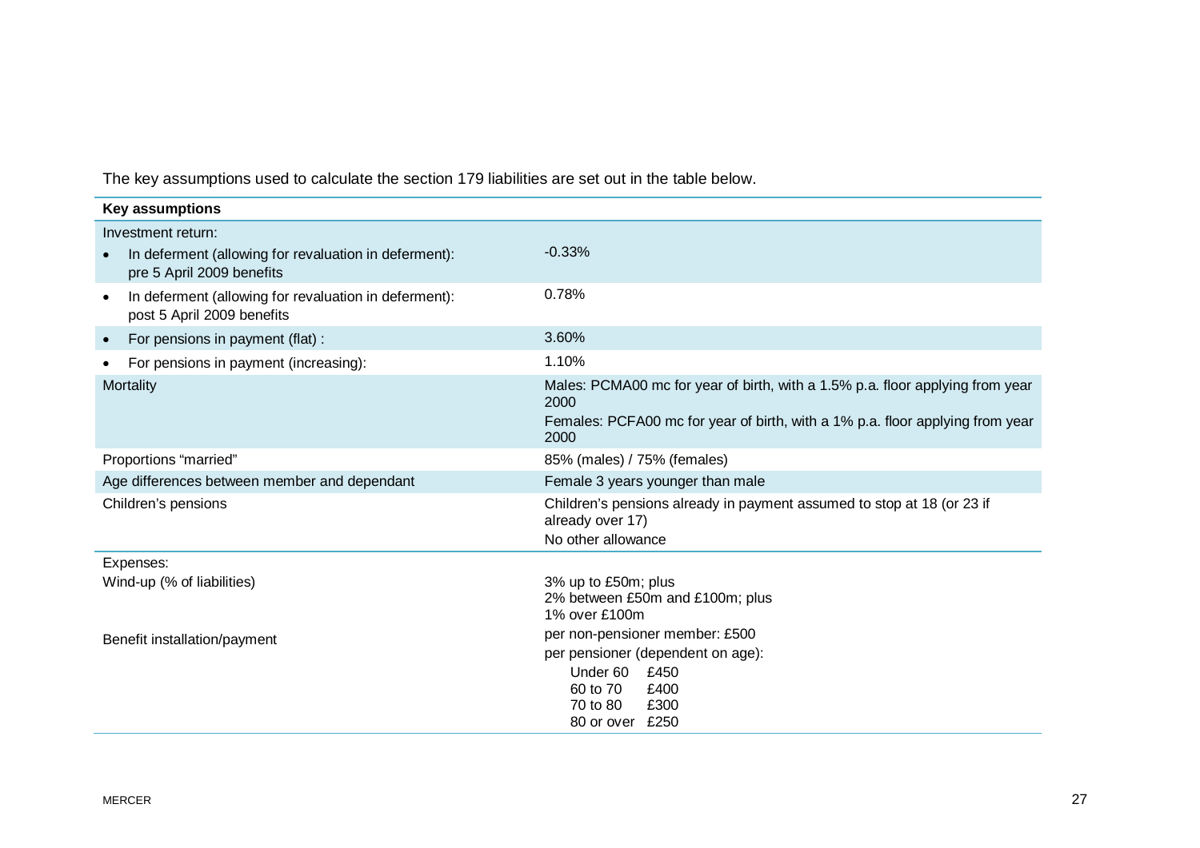The key assumptions used to calculate the section 179 liabilities are set out in the table below.

| Key assumptions | |
|---|---|
| Investment return: | |
| • In deferment (allowing for revaluation in deferment): pre 5 April 2009 benefits | -0.33% |
| • In deferment (allowing for revaluation in deferment): post 5 April 2009 benefits | 0.78% |
| • For pensions in payment (flat) : | 3.60% |
| • For pensions in payment (increasing): | 1.10% |
| Mortality | Males: PCMA00 mc for year of birth, with a 1.5% p.a. floor applying from year 2000<br>Females: PCFA00 mc for year of birth, with a 1% p.a. floor applying from year 2000 |
| Proportions "married" | 85% (males) / 75% (females) |
| Age differences between member and dependant | Female 3 years younger than male |
| Children's pensions | Children's pensions already in payment assumed to stop at 18 (or 23 if already over 17)<br>No other allowance |
| Expenses: | |
| Wind-up (% of liabilities) | 3% up to £50m; plus<br>2% between £50m and £100m; plus<br>1% over £100m |
| Benefit installation/payment | per non-pensioner member: £500<br>per pensioner (dependent on age):<br>Under 60 £450<br>60 to 70 £400<br>70 to 80 £300<br>80 or over £250 |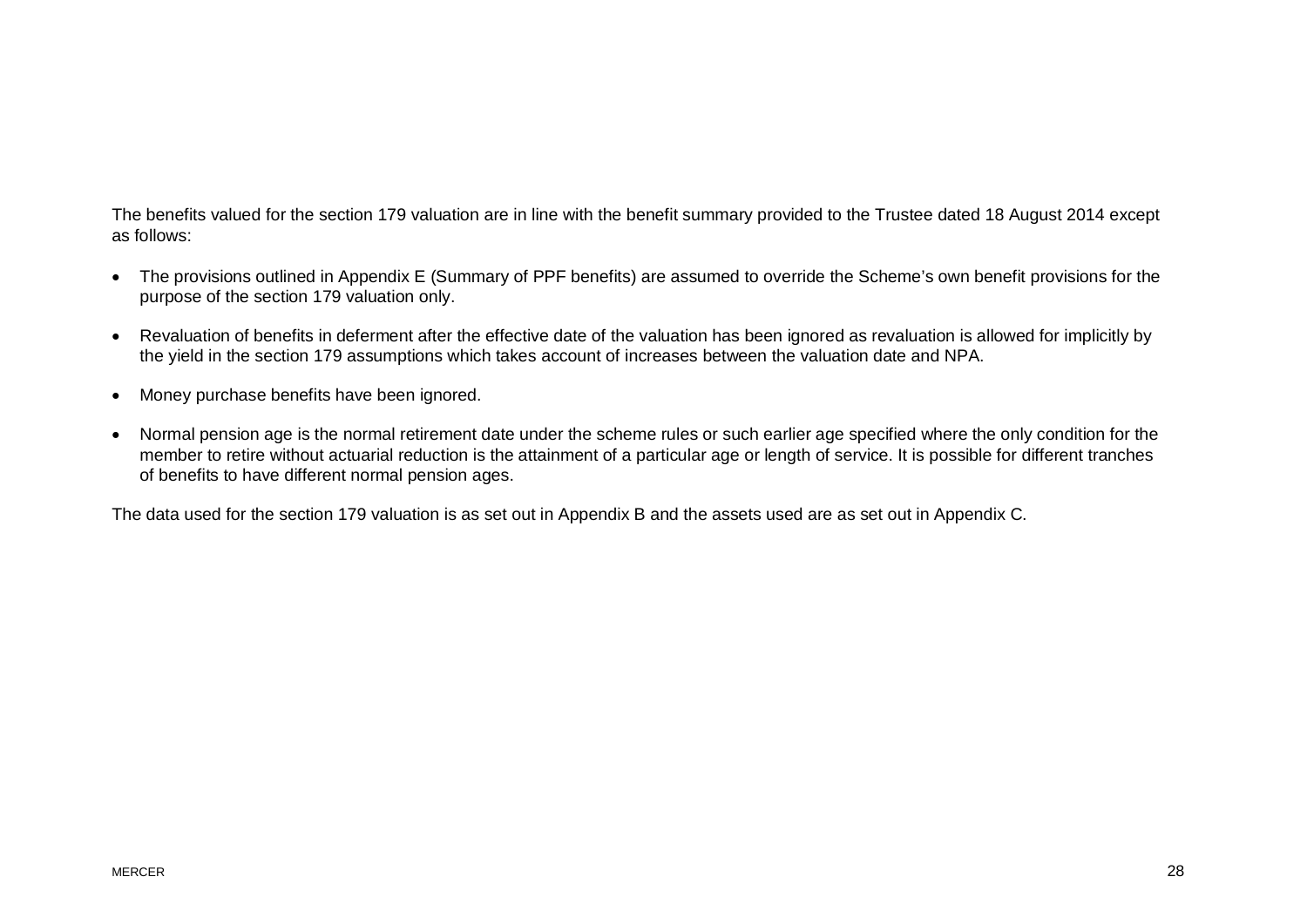The benefits valued for the section 179 valuation are in line with the benefit summary provided to the Trustee dated 18 August 2014 except as follows:

- The provisions outlined in Appendix E (Summary of PPF benefits) are assumed to override the Scheme's own benefit provisions for the purpose of the section 179 valuation only.
- Revaluation of benefits in deferment after the effective date of the valuation has been ignored as revaluation is allowed for implicitly by the yield in the section 179 assumptions which takes account of increases between the valuation date and NPA.
- Money purchase benefits have been ignored.
- Normal pension age is the normal retirement date under the scheme rules or such earlier age specified where the only condition for the member to retire without actuarial reduction is the attainment of a particular age or length of service. It is possible for different tranches of benefits to have different normal pension ages.

The data used for the section 179 valuation is as set out in Appendix B and the assets used are as set out in Appendix C.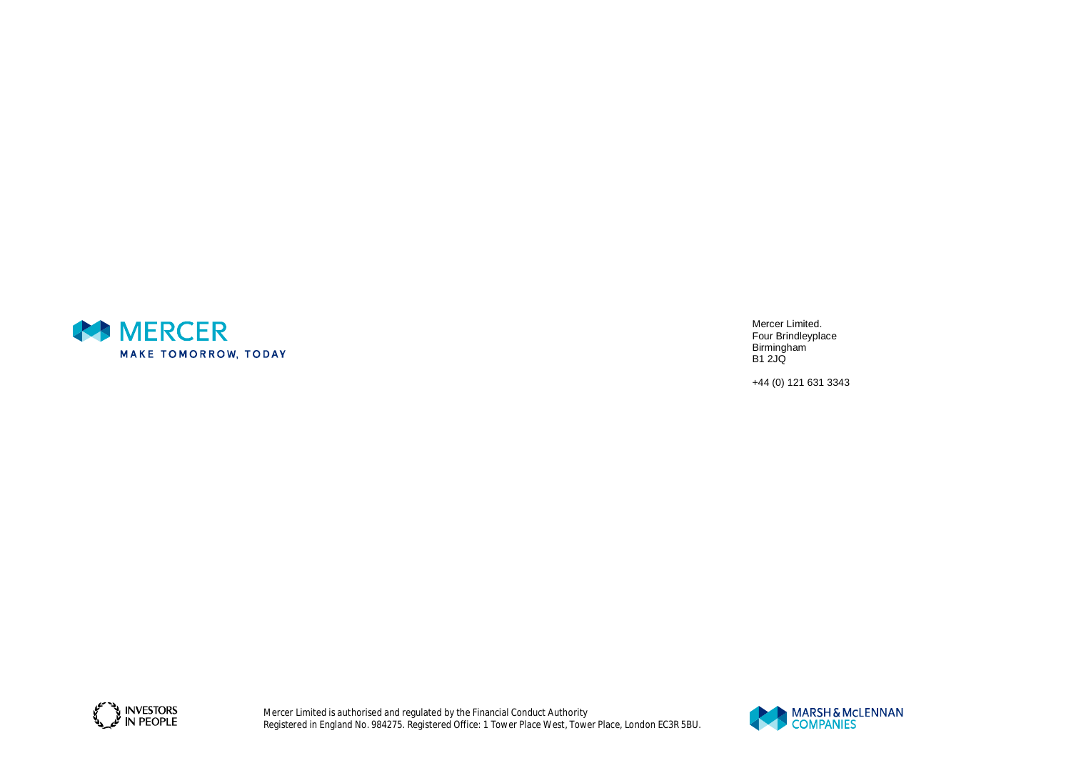MERCER

MAKE TOMORROW, TODAY

Mercer Limited.
Four Brindleyplace
Birmingham
B1 2JQ

+44 (0) 121 631 3343

INVESTORS IN PEOPLE

Mercer Limited is authorised and regulated by the Financial Conduct Authority
Registered in England No. 984275. Registered Office: 1 Tower Place West, Tower Place, London EC3R 5BU.

MARSH & McLENNAN COMPANIES